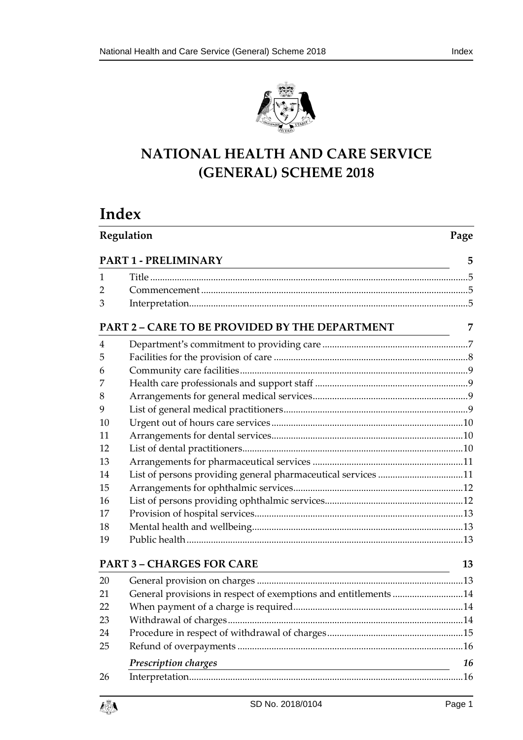# NATIONAL HEALTH AND CARE SERVICE (GENERAL) SCHEME 2018

## Index

| Regulation | | Page |
|---|---|---|
| **PART 1 - PRELIMINARY** | | **5** |
| 1 | Title | 5 |
| 2 | Commencement | 5 |
| 3 | Interpretation | 5 |
| **PART 2 – CARE TO BE PROVIDED BY THE DEPARTMENT** | | **7** |
| 4 | Department's commitment to providing care | 7 |
| 5 | Facilities for the provision of care | 8 |
| 6 | Community care facilities | 9 |
| 7 | Health care professionals and support staff | 9 |
| 8 | Arrangements for general medical services | 9 |
| 9 | List of general medical practitioners | 9 |
| 10 | Urgent out of hours care services | 10 |
| 11 | Arrangements for dental services | 10 |
| 12 | List of dental practitioners | 10 |
| 13 | Arrangements for pharmaceutical services | 11 |
| 14 | List of persons providing general pharmaceutical services | 11 |
| 15 | Arrangements for ophthalmic services | 12 |
| 16 | List of persons providing ophthalmic services | 12 |
| 17 | Provision of hospital services | 13 |
| 18 | Mental health and wellbeing | 13 |
| 19 | Public health | 13 |
| **PART 3 – CHARGES FOR CARE** | | **13** |
| 20 | General provision on charges | 13 |
| 21 | General provisions in respect of exemptions and entitlements | 14 |
| 22 | When payment of a charge is required | 14 |
| 23 | Withdrawal of charges | 14 |
| 24 | Procedure in respect of withdrawal of charges | 15 |
| 25 | Refund of overpayments | 16 |
| | ***Prescription charges*** | ***16*** |
| 26 | Interpretation | 16 |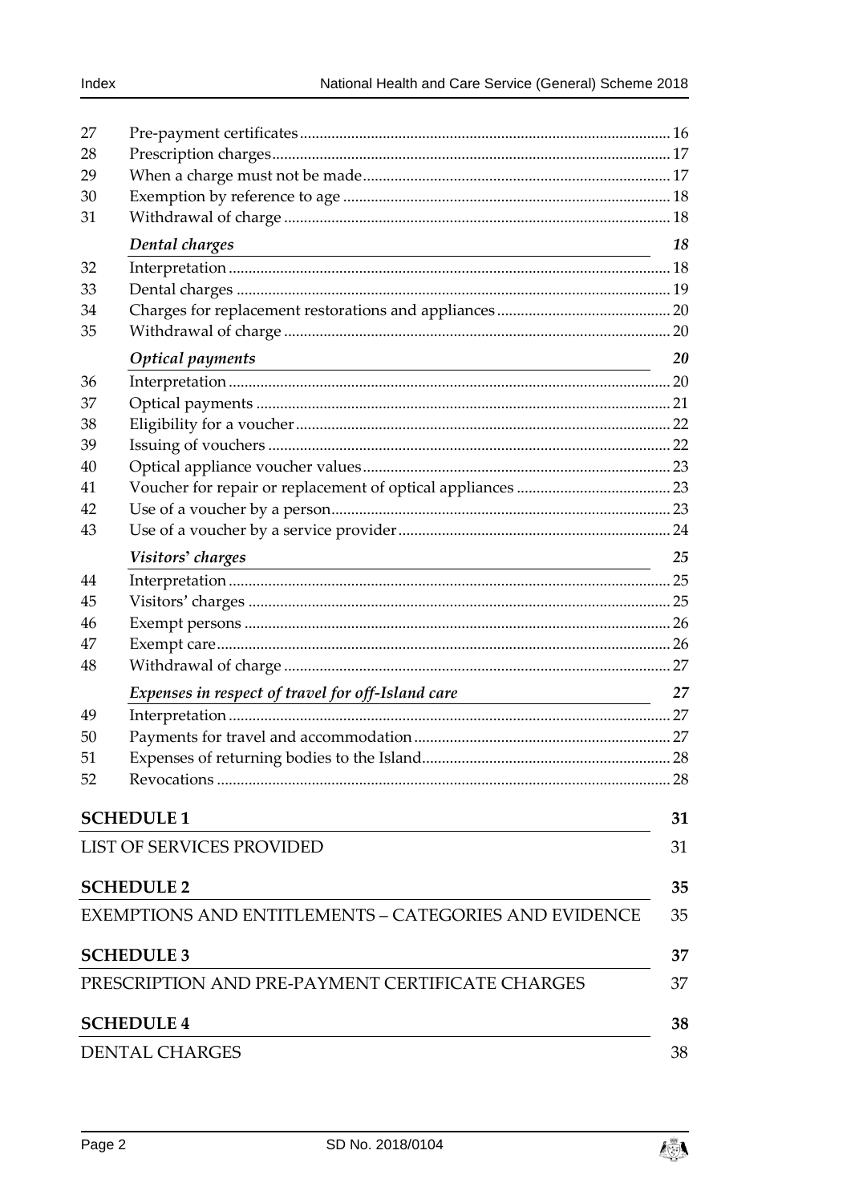| | | |
|---|---|---|
| 27 | Pre-payment certificates | 16 |
| 28 | Prescription charges | 17 |
| 29 | When a charge must not be made | 17 |
| 30 | Exemption by reference to age | 18 |
| 31 | Withdrawal of charge | 18 |
| | ***Dental charges*** | **18** |
| 32 | Interpretation | 18 |
| 33 | Dental charges | 19 |
| 34 | Charges for replacement restorations and appliances | 20 |
| 35 | Withdrawal of charge | 20 |
| | ***Optical payments*** | **20** |
| 36 | Interpretation | 20 |
| 37 | Optical payments | 21 |
| 38 | Eligibility for a voucher | 22 |
| 39 | Issuing of vouchers | 22 |
| 40 | Optical appliance voucher values | 23 |
| 41 | Voucher for repair or replacement of optical appliances | 23 |
| 42 | Use of a voucher by a person | 23 |
| 43 | Use of a voucher by a service provider | 24 |
| | ***Visitors' charges*** | **25** |
| 44 | Interpretation | 25 |
| 45 | Visitors' charges | 25 |
| 46 | Exempt persons | 26 |
| 47 | Exempt care | 26 |
| 48 | Withdrawal of charge | 27 |
| | ***Expenses in respect of travel for off-Island care*** | **27** |
| 49 | Interpretation | 27 |
| 50 | Payments for travel and accommodation | 27 |
| 51 | Expenses of returning bodies to the Island | 28 |
| 52 | Revocations | 28 |

**SCHEDULE 1** — **31**

LIST OF SERVICES PROVIDED — 31

**SCHEDULE 2** — **35**

EXEMPTIONS AND ENTITLEMENTS – CATEGORIES AND EVIDENCE — 35

**SCHEDULE 3** — **37**

PRESCRIPTION AND PRE-PAYMENT CERTIFICATE CHARGES — 37

**SCHEDULE 4** — **38**

DENTAL CHARGES — 38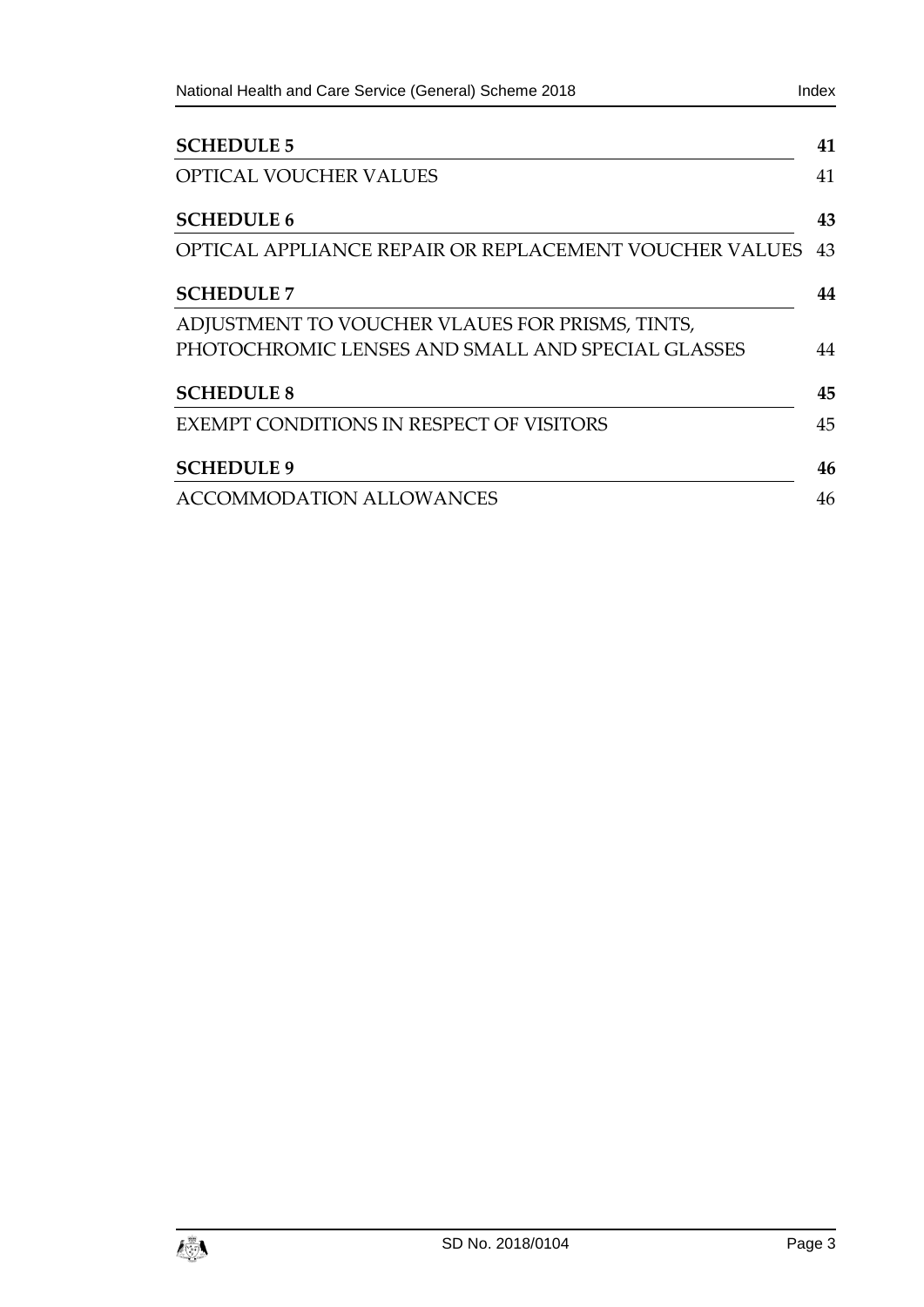| | |
|---|---|
| **SCHEDULE 5** | **41** |
| OPTICAL VOUCHER VALUES | 41 |
| **SCHEDULE 6** | **43** |
| OPTICAL APPLIANCE REPAIR OR REPLACEMENT VOUCHER VALUES | 43 |
| **SCHEDULE 7** | **44** |
| ADJUSTMENT TO VOUCHER VLAUES FOR PRISMS, TINTS, PHOTOCHROMIC LENSES AND SMALL AND SPECIAL GLASSES | 44 |
| **SCHEDULE 8** | **45** |
| EXEMPT CONDITIONS IN RESPECT OF VISITORS | 45 |
| **SCHEDULE 9** | **46** |
| ACCOMMODATION ALLOWANCES | 46 |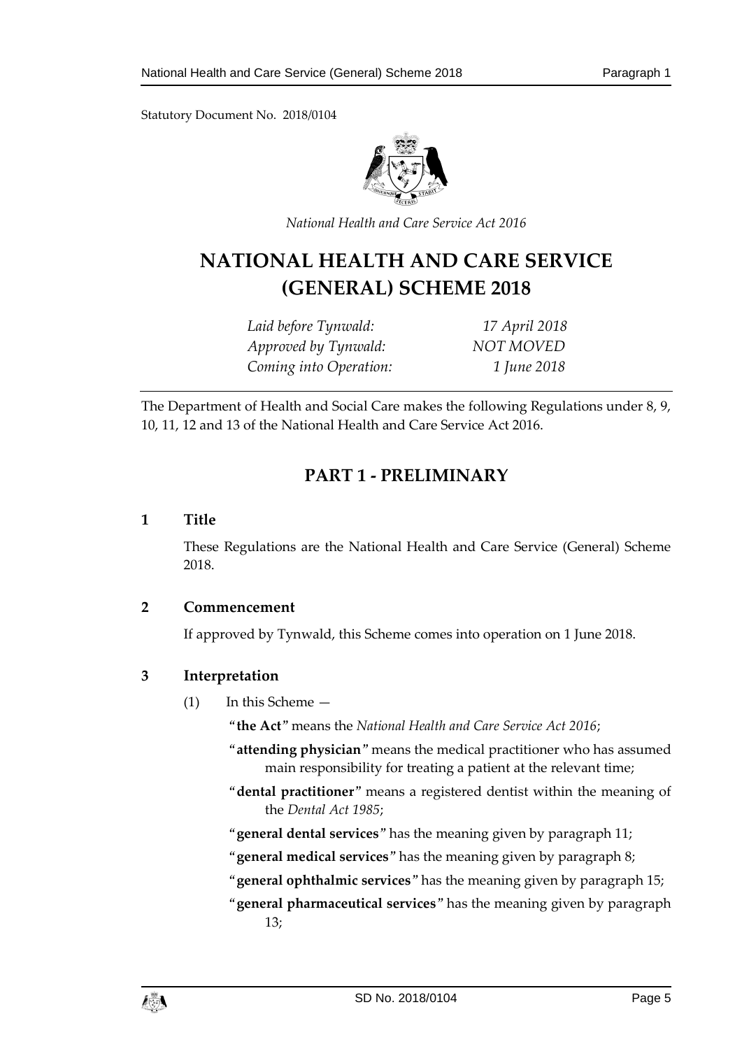Statutory Document No. 2018/0104

*National Health and Care Service Act 2016*

# NATIONAL HEALTH AND CARE SERVICE (GENERAL) SCHEME 2018

| | |
|---|---|
| *Laid before Tynwald:* | *17 April 2018* |
| *Approved by Tynwald:* | *NOT MOVED* |
| *Coming into Operation:* | *1 June 2018* |

The Department of Health and Social Care makes the following Regulations under 8, 9, 10, 11, 12 and 13 of the National Health and Care Service Act 2016.

## PART 1 - PRELIMINARY

### 1 Title

These Regulations are the National Health and Care Service (General) Scheme 2018.

### 2 Commencement

If approved by Tynwald, this Scheme comes into operation on 1 June 2018.

### 3 Interpretation

(1) In this Scheme —

"**the Act**" means the *National Health and Care Service Act 2016*;

"**attending physician**" means the medical practitioner who has assumed main responsibility for treating a patient at the relevant time;

"**dental practitioner**" means a registered dentist within the meaning of the *Dental Act 1985*;

"**general dental services**" has the meaning given by paragraph 11;

"**general medical services**" has the meaning given by paragraph 8;

"**general ophthalmic services**" has the meaning given by paragraph 15;

"**general pharmaceutical services**" has the meaning given by paragraph 13;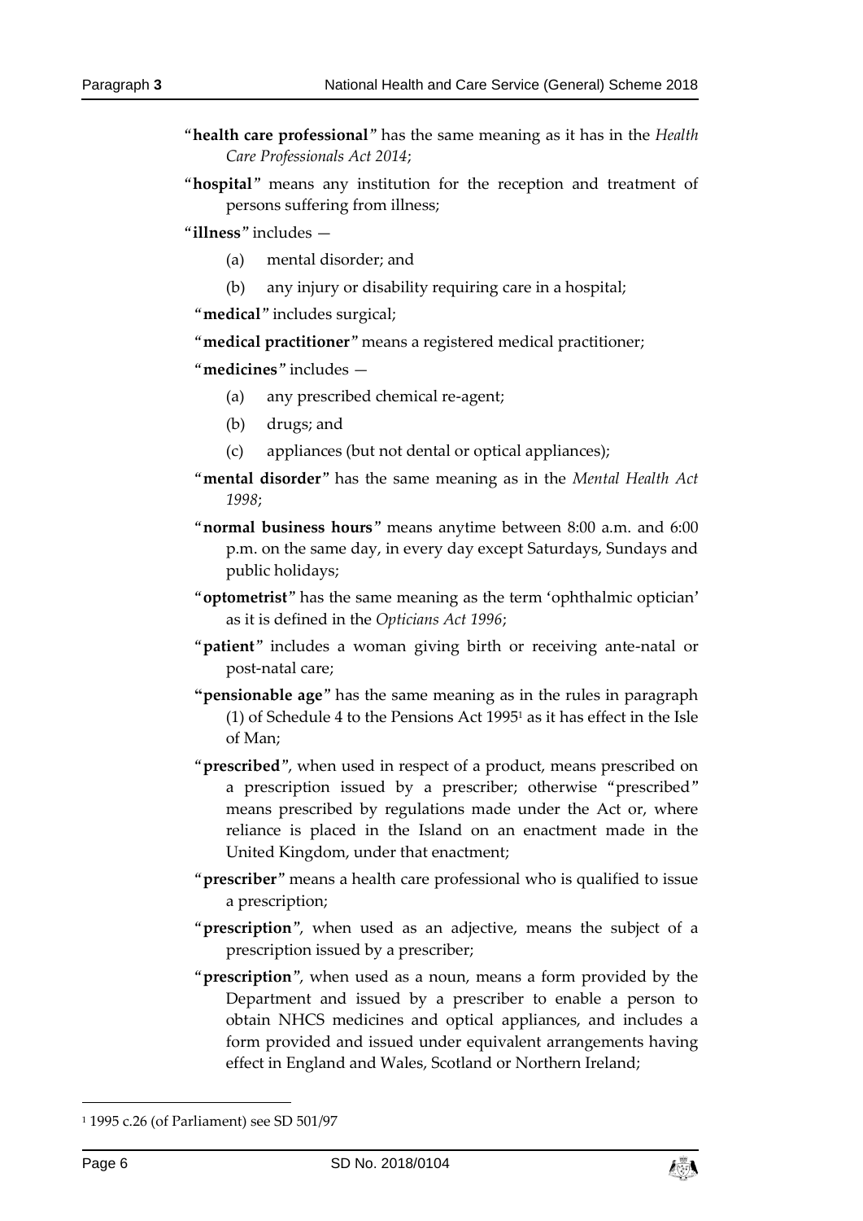"**health care professional**" has the same meaning as it has in the *Health Care Professionals Act 2014*;

"**hospital**" means any institution for the reception and treatment of persons suffering from illness;

"**illness**" includes —

(a) mental disorder; and

(b) any injury or disability requiring care in a hospital;

"**medical**" includes surgical;

"**medical practitioner**" means a registered medical practitioner;

"**medicines**" includes —

(a) any prescribed chemical re-agent;

(b) drugs; and

(c) appliances (but not dental or optical appliances);

"**mental disorder**" has the same meaning as in the *Mental Health Act 1998*;

"**normal business hours**" means anytime between 8:00 a.m. and 6:00 p.m. on the same day, in every day except Saturdays, Sundays and public holidays;

"**optometrist**" has the same meaning as the term 'ophthalmic optician' as it is defined in the *Opticians Act 1996*;

"**patient**" includes a woman giving birth or receiving ante-natal or post-natal care;

"**pensionable age**" has the same meaning as in the rules in paragraph (1) of Schedule 4 to the Pensions Act 1995[1] as it has effect in the Isle of Man;

"**prescribed**", when used in respect of a product, means prescribed on a prescription issued by a prescriber; otherwise "prescribed" means prescribed by regulations made under the Act or, where reliance is placed in the Island on an enactment made in the United Kingdom, under that enactment;

"**prescriber**" means a health care professional who is qualified to issue a prescription;

"**prescription**", when used as an adjective, means the subject of a prescription issued by a prescriber;

"**prescription**", when used as a noun, means a form provided by the Department and issued by a prescriber to enable a person to obtain NHCS medicines and optical appliances, and includes a form provided and issued under equivalent arrangements having effect in England and Wales, Scotland or Northern Ireland;

[1] 1995 c.26 (of Parliament) see SD 501/97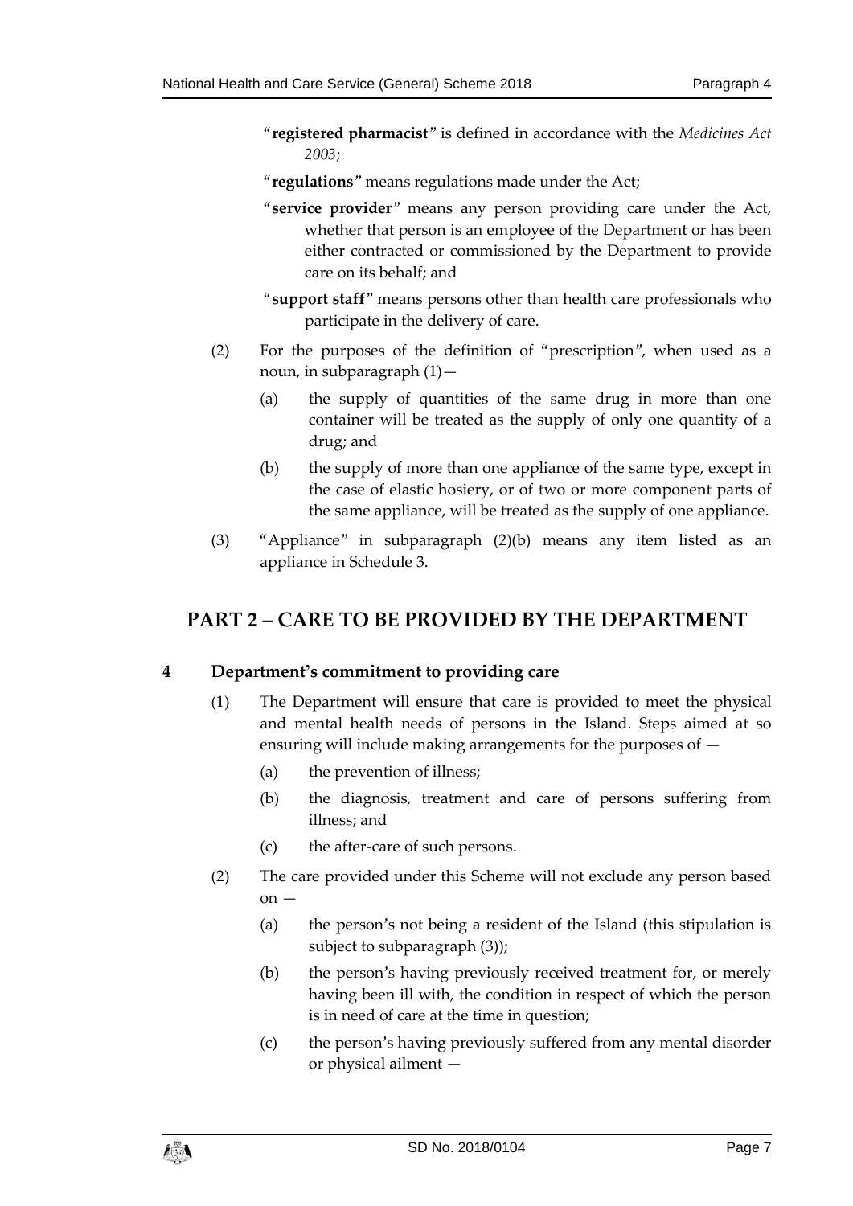"**registered pharmacist**" is defined in accordance with the *Medicines Act 2003*;

"**regulations**" means regulations made under the Act;

"**service provider**" means any person providing care under the Act, whether that person is an employee of the Department or has been either contracted or commissioned by the Department to provide care on its behalf; and

"**support staff**" means persons other than health care professionals who participate in the delivery of care.

(2) For the purposes of the definition of "prescription", when used as a noun, in subparagraph (1)—

(a) the supply of quantities of the same drug in more than one container will be treated as the supply of only one quantity of a drug; and

(b) the supply of more than one appliance of the same type, except in the case of elastic hosiery, or of two or more component parts of the same appliance, will be treated as the supply of one appliance.

(3) "Appliance" in subparagraph (2)(b) means any item listed as an appliance in Schedule 3.

## PART 2 – CARE TO BE PROVIDED BY THE DEPARTMENT

### 4 Department's commitment to providing care

(1) The Department will ensure that care is provided to meet the physical and mental health needs of persons in the Island. Steps aimed at so ensuring will include making arrangements for the purposes of —

(a) the prevention of illness;

(b) the diagnosis, treatment and care of persons suffering from illness; and

(c) the after-care of such persons.

(2) The care provided under this Scheme will not exclude any person based on —

(a) the person's not being a resident of the Island (this stipulation is subject to subparagraph (3));

(b) the person's having previously received treatment for, or merely having been ill with, the condition in respect of which the person is in need of care at the time in question;

(c) the person's having previously suffered from any mental disorder or physical ailment —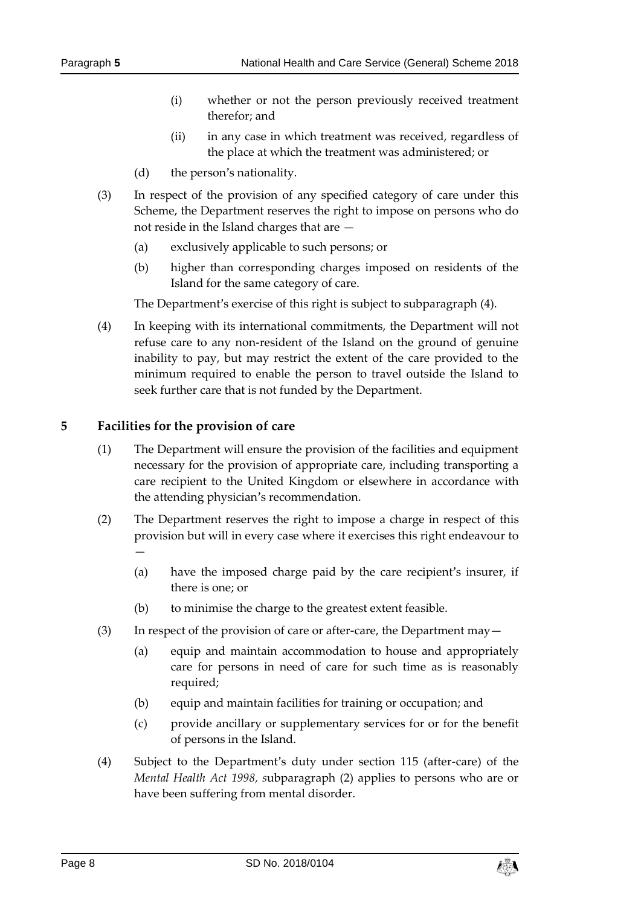(i) whether or not the person previously received treatment therefor; and

(ii) in any case in which treatment was received, regardless of the place at which the treatment was administered; or

(d) the person's nationality.

(3) In respect of the provision of any specified category of care under this Scheme, the Department reserves the right to impose on persons who do not reside in the Island charges that are —

(a) exclusively applicable to such persons; or

(b) higher than corresponding charges imposed on residents of the Island for the same category of care.

The Department's exercise of this right is subject to subparagraph (4).

(4) In keeping with its international commitments, the Department will not refuse care to any non-resident of the Island on the ground of genuine inability to pay, but may restrict the extent of the care provided to the minimum required to enable the person to travel outside the Island to seek further care that is not funded by the Department.

## 5 Facilities for the provision of care

(1) The Department will ensure the provision of the facilities and equipment necessary for the provision of appropriate care, including transporting a care recipient to the United Kingdom or elsewhere in accordance with the attending physician's recommendation.

(2) The Department reserves the right to impose a charge in respect of this provision but will in every case where it exercises this right endeavour to —

(a) have the imposed charge paid by the care recipient's insurer, if there is one; or

(b) to minimise the charge to the greatest extent feasible.

(3) In respect of the provision of care or after-care, the Department may—

(a) equip and maintain accommodation to house and appropriately care for persons in need of care for such time as is reasonably required;

(b) equip and maintain facilities for training or occupation; and

(c) provide ancillary or supplementary services for or for the benefit of persons in the Island.

(4) Subject to the Department's duty under section 115 (after-care) of the *Mental Health Act 1998, s*ubparagraph (2) applies to persons who are or have been suffering from mental disorder.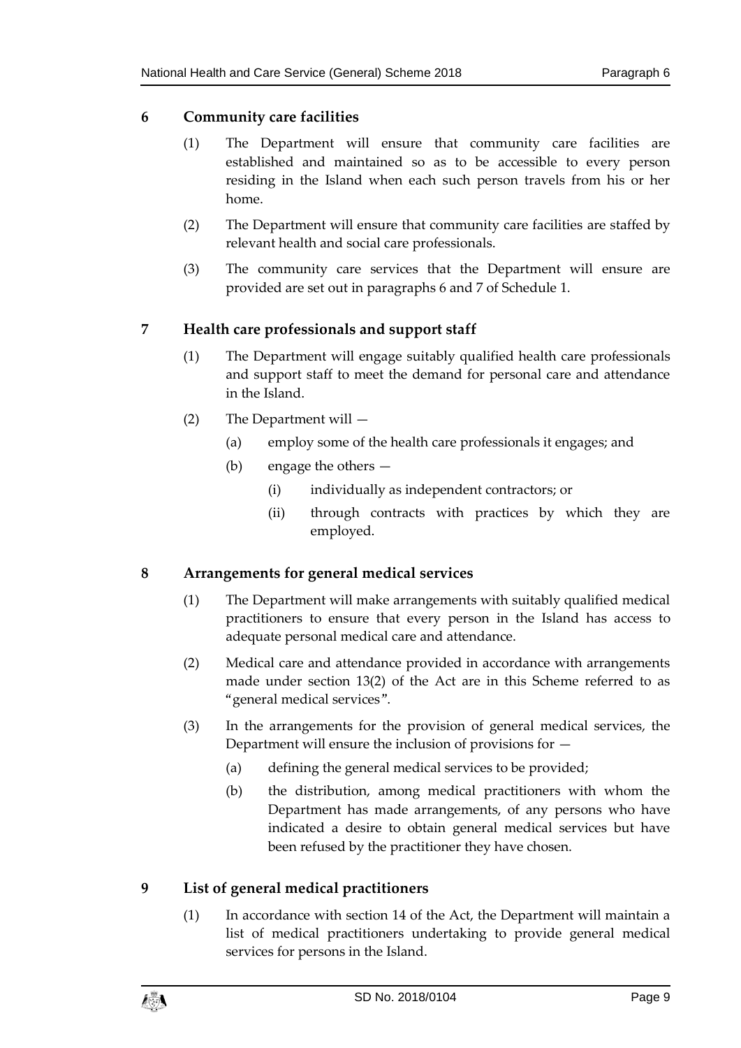## 6 Community care facilities

(1) The Department will ensure that community care facilities are established and maintained so as to be accessible to every person residing in the Island when each such person travels from his or her home.

(2) The Department will ensure that community care facilities are staffed by relevant health and social care professionals.

(3) The community care services that the Department will ensure are provided are set out in paragraphs 6 and 7 of Schedule 1.

## 7 Health care professionals and support staff

(1) The Department will engage suitably qualified health care professionals and support staff to meet the demand for personal care and attendance in the Island.

(2) The Department will —

- (a) employ some of the health care professionals it engages; and
- (b) engage the others —
  - (i) individually as independent contractors; or
  - (ii) through contracts with practices by which they are employed.

## 8 Arrangements for general medical services

(1) The Department will make arrangements with suitably qualified medical practitioners to ensure that every person in the Island has access to adequate personal medical care and attendance.

(2) Medical care and attendance provided in accordance with arrangements made under section 13(2) of the Act are in this Scheme referred to as "general medical services".

(3) In the arrangements for the provision of general medical services, the Department will ensure the inclusion of provisions for —

- (a) defining the general medical services to be provided;
- (b) the distribution, among medical practitioners with whom the Department has made arrangements, of any persons who have indicated a desire to obtain general medical services but have been refused by the practitioner they have chosen.

## 9 List of general medical practitioners

(1) In accordance with section 14 of the Act, the Department will maintain a list of medical practitioners undertaking to provide general medical services for persons in the Island.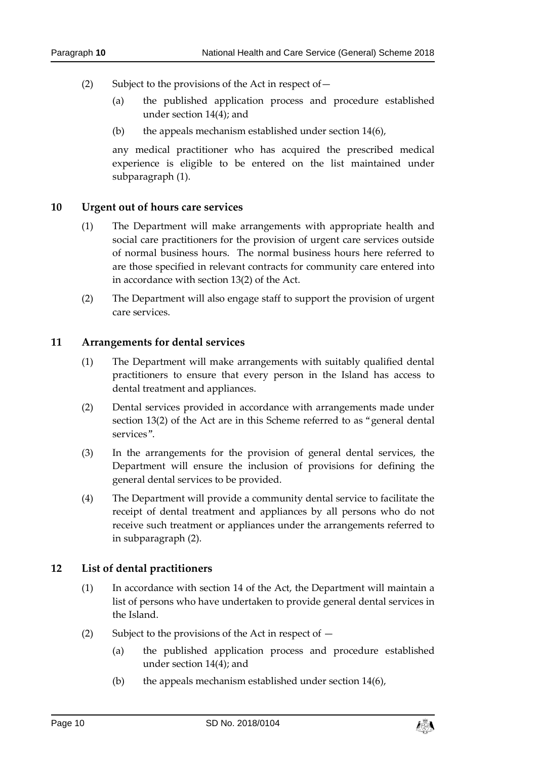(2) Subject to the provisions of the Act in respect of—

(a) the published application process and procedure established under section 14(4); and

(b) the appeals mechanism established under section 14(6),

any medical practitioner who has acquired the prescribed medical experience is eligible to be entered on the list maintained under subparagraph (1).

## 10 Urgent out of hours care services

(1) The Department will make arrangements with appropriate health and social care practitioners for the provision of urgent care services outside of normal business hours. The normal business hours here referred to are those specified in relevant contracts for community care entered into in accordance with section 13(2) of the Act.

(2) The Department will also engage staff to support the provision of urgent care services.

## 11 Arrangements for dental services

(1) The Department will make arrangements with suitably qualified dental practitioners to ensure that every person in the Island has access to dental treatment and appliances.

(2) Dental services provided in accordance with arrangements made under section 13(2) of the Act are in this Scheme referred to as "general dental services".

(3) In the arrangements for the provision of general dental services, the Department will ensure the inclusion of provisions for defining the general dental services to be provided.

(4) The Department will provide a community dental service to facilitate the receipt of dental treatment and appliances by all persons who do not receive such treatment or appliances under the arrangements referred to in subparagraph (2).

## 12 List of dental practitioners

(1) In accordance with section 14 of the Act, the Department will maintain a list of persons who have undertaken to provide general dental services in the Island.

(2) Subject to the provisions of the Act in respect of —

(a) the published application process and procedure established under section 14(4); and

(b) the appeals mechanism established under section 14(6),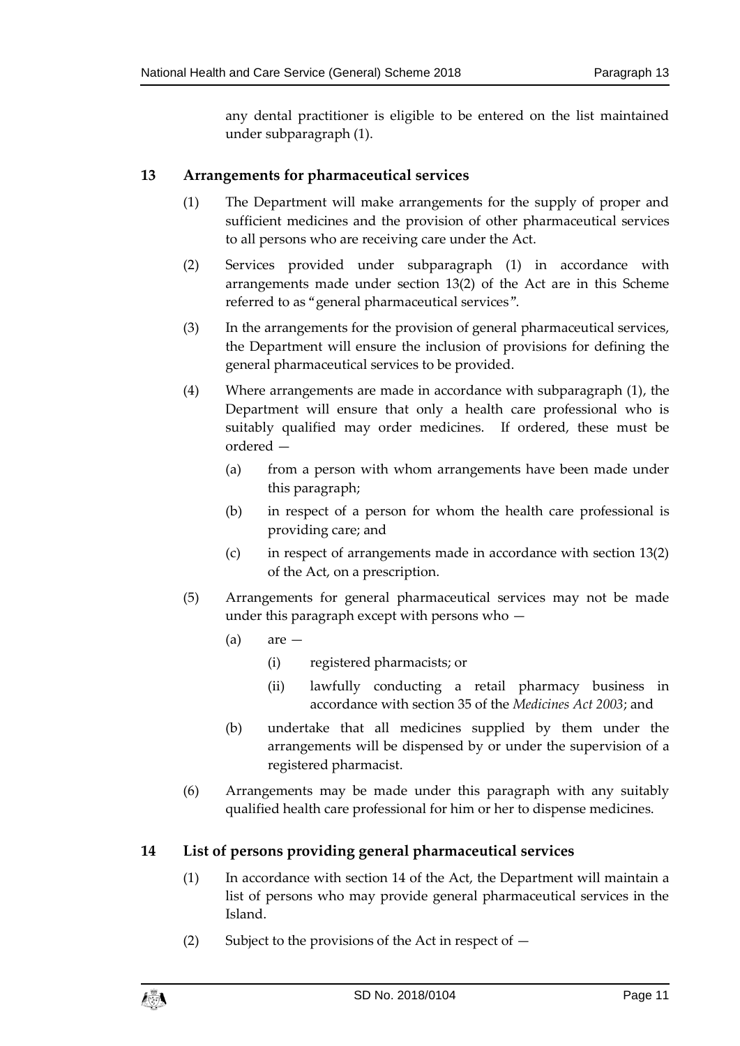any dental practitioner is eligible to be entered on the list maintained under subparagraph (1).

## 13 Arrangements for pharmaceutical services

(1) The Department will make arrangements for the supply of proper and sufficient medicines and the provision of other pharmaceutical services to all persons who are receiving care under the Act.

(2) Services provided under subparagraph (1) in accordance with arrangements made under section 13(2) of the Act are in this Scheme referred to as "general pharmaceutical services".

(3) In the arrangements for the provision of general pharmaceutical services, the Department will ensure the inclusion of provisions for defining the general pharmaceutical services to be provided.

(4) Where arrangements are made in accordance with subparagraph (1), the Department will ensure that only a health care professional who is suitably qualified may order medicines. If ordered, these must be ordered —

- (a) from a person with whom arrangements have been made under this paragraph;
- (b) in respect of a person for whom the health care professional is providing care; and
- (c) in respect of arrangements made in accordance with section 13(2) of the Act, on a prescription.

(5) Arrangements for general pharmaceutical services may not be made under this paragraph except with persons who —

- (a) are —
  - (i) registered pharmacists; or
  - (ii) lawfully conducting a retail pharmacy business in accordance with section 35 of the *Medicines Act 2003*; and
- (b) undertake that all medicines supplied by them under the arrangements will be dispensed by or under the supervision of a registered pharmacist.

(6) Arrangements may be made under this paragraph with any suitably qualified health care professional for him or her to dispense medicines.

## 14 List of persons providing general pharmaceutical services

(1) In accordance with section 14 of the Act, the Department will maintain a list of persons who may provide general pharmaceutical services in the Island.

(2) Subject to the provisions of the Act in respect of —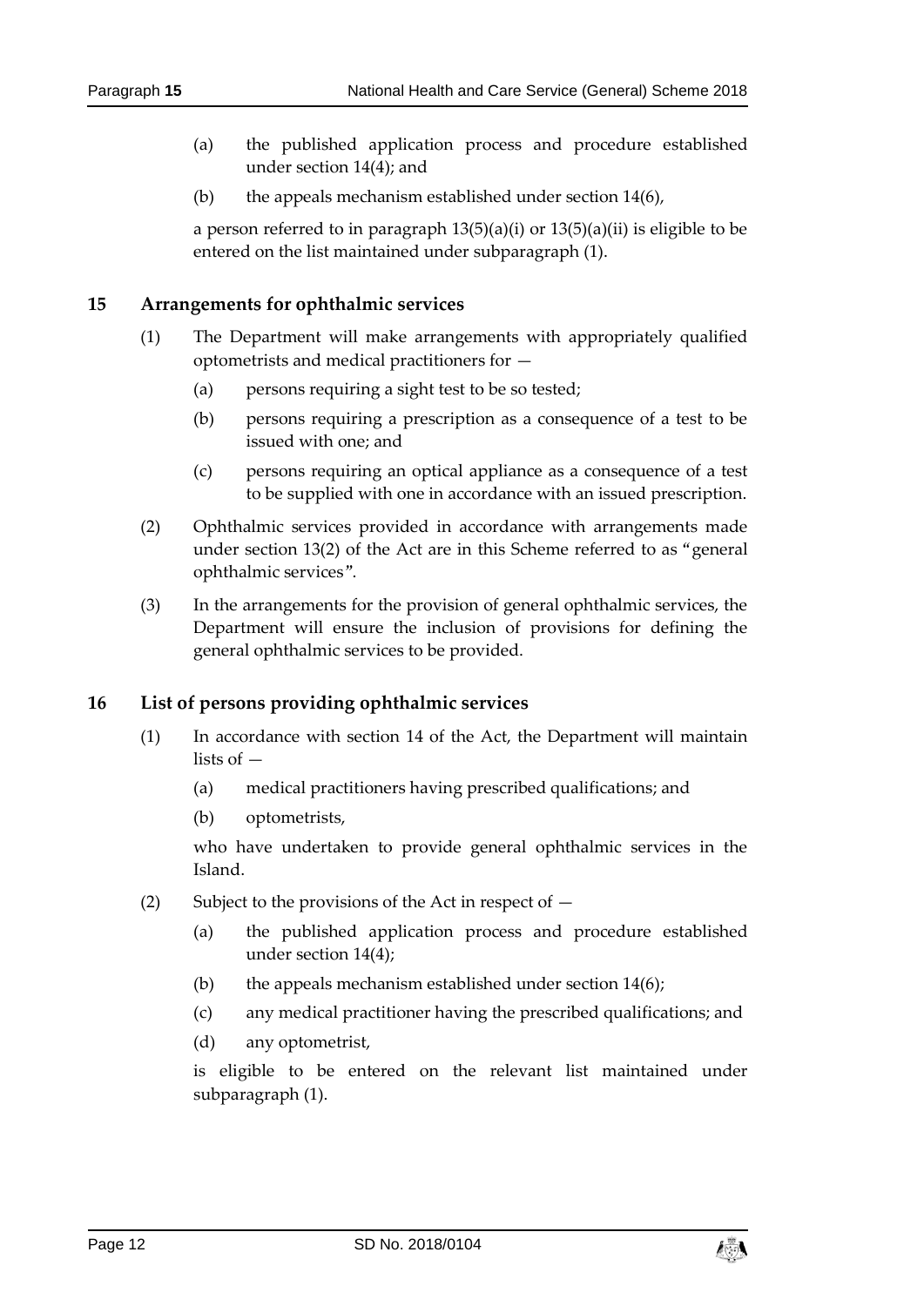(a) the published application process and procedure established under section 14(4); and

(b) the appeals mechanism established under section 14(6),

a person referred to in paragraph 13(5)(a)(i) or 13(5)(a)(ii) is eligible to be entered on the list maintained under subparagraph (1).

## 15 Arrangements for ophthalmic services

(1) The Department will make arrangements with appropriately qualified optometrists and medical practitioners for —

(a) persons requiring a sight test to be so tested;

(b) persons requiring a prescription as a consequence of a test to be issued with one; and

(c) persons requiring an optical appliance as a consequence of a test to be supplied with one in accordance with an issued prescription.

(2) Ophthalmic services provided in accordance with arrangements made under section 13(2) of the Act are in this Scheme referred to as "general ophthalmic services".

(3) In the arrangements for the provision of general ophthalmic services, the Department will ensure the inclusion of provisions for defining the general ophthalmic services to be provided.

## 16 List of persons providing ophthalmic services

(1) In accordance with section 14 of the Act, the Department will maintain lists of —

(a) medical practitioners having prescribed qualifications; and

(b) optometrists,

who have undertaken to provide general ophthalmic services in the Island.

(2) Subject to the provisions of the Act in respect of —

(a) the published application process and procedure established under section 14(4);

(b) the appeals mechanism established under section 14(6);

(c) any medical practitioner having the prescribed qualifications; and

(d) any optometrist,

is eligible to be entered on the relevant list maintained under subparagraph (1).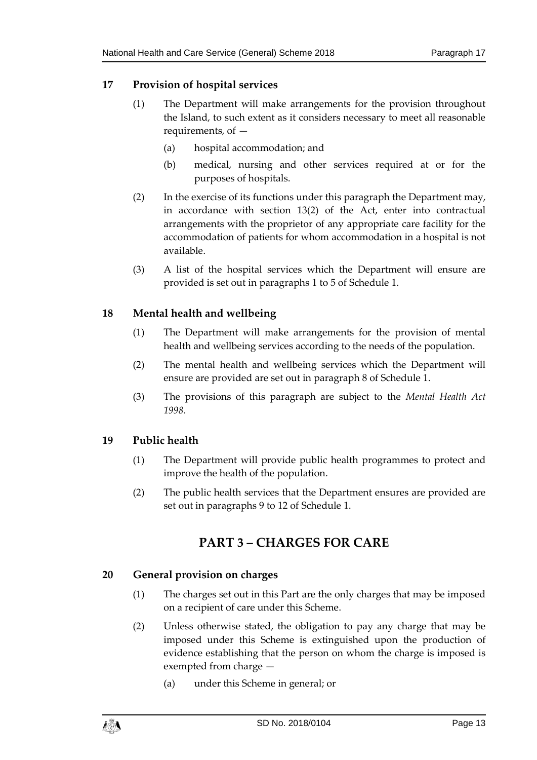## 17 Provision of hospital services

(1) The Department will make arrangements for the provision throughout the Island, to such extent as it considers necessary to meet all reasonable requirements, of —

(a) hospital accommodation; and

(b) medical, nursing and other services required at or for the purposes of hospitals.

(2) In the exercise of its functions under this paragraph the Department may, in accordance with section 13(2) of the Act, enter into contractual arrangements with the proprietor of any appropriate care facility for the accommodation of patients for whom accommodation in a hospital is not available.

(3) A list of the hospital services which the Department will ensure are provided is set out in paragraphs 1 to 5 of Schedule 1.

## 18 Mental health and wellbeing

(1) The Department will make arrangements for the provision of mental health and wellbeing services according to the needs of the population.

(2) The mental health and wellbeing services which the Department will ensure are provided are set out in paragraph 8 of Schedule 1.

(3) The provisions of this paragraph are subject to the *Mental Health Act 1998*.

## 19 Public health

(1) The Department will provide public health programmes to protect and improve the health of the population.

(2) The public health services that the Department ensures are provided are set out in paragraphs 9 to 12 of Schedule 1.

# PART 3 – CHARGES FOR CARE

## 20 General provision on charges

(1) The charges set out in this Part are the only charges that may be imposed on a recipient of care under this Scheme.

(2) Unless otherwise stated, the obligation to pay any charge that may be imposed under this Scheme is extinguished upon the production of evidence establishing that the person on whom the charge is imposed is exempted from charge —

(a) under this Scheme in general; or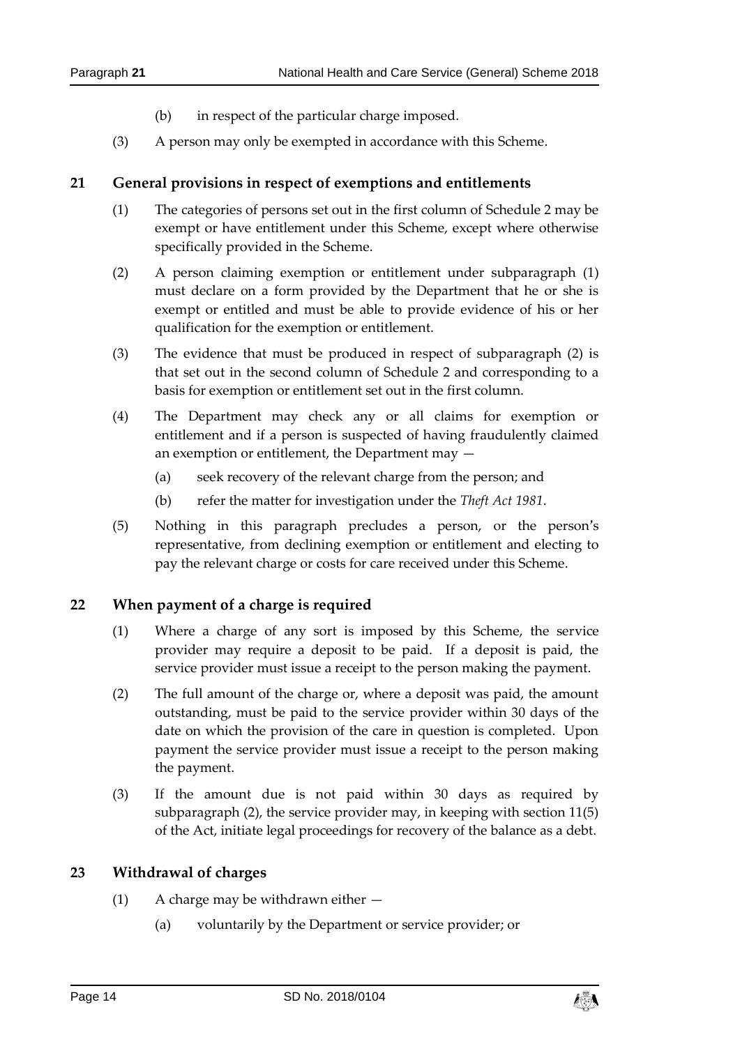(b) in respect of the particular charge imposed.

(3) A person may only be exempted in accordance with this Scheme.

## 21 General provisions in respect of exemptions and entitlements

(1) The categories of persons set out in the first column of Schedule 2 may be exempt or have entitlement under this Scheme, except where otherwise specifically provided in the Scheme.

(2) A person claiming exemption or entitlement under subparagraph (1) must declare on a form provided by the Department that he or she is exempt or entitled and must be able to provide evidence of his or her qualification for the exemption or entitlement.

(3) The evidence that must be produced in respect of subparagraph (2) is that set out in the second column of Schedule 2 and corresponding to a basis for exemption or entitlement set out in the first column.

(4) The Department may check any or all claims for exemption or entitlement and if a person is suspected of having fraudulently claimed an exemption or entitlement, the Department may —

(a) seek recovery of the relevant charge from the person; and

(b) refer the matter for investigation under the *Theft Act 1981*.

(5) Nothing in this paragraph precludes a person, or the person's representative, from declining exemption or entitlement and electing to pay the relevant charge or costs for care received under this Scheme.

## 22 When payment of a charge is required

(1) Where a charge of any sort is imposed by this Scheme, the service provider may require a deposit to be paid. If a deposit is paid, the service provider must issue a receipt to the person making the payment.

(2) The full amount of the charge or, where a deposit was paid, the amount outstanding, must be paid to the service provider within 30 days of the date on which the provision of the care in question is completed. Upon payment the service provider must issue a receipt to the person making the payment.

(3) If the amount due is not paid within 30 days as required by subparagraph (2), the service provider may, in keeping with section 11(5) of the Act, initiate legal proceedings for recovery of the balance as a debt.

## 23 Withdrawal of charges

(1) A charge may be withdrawn either —

(a) voluntarily by the Department or service provider; or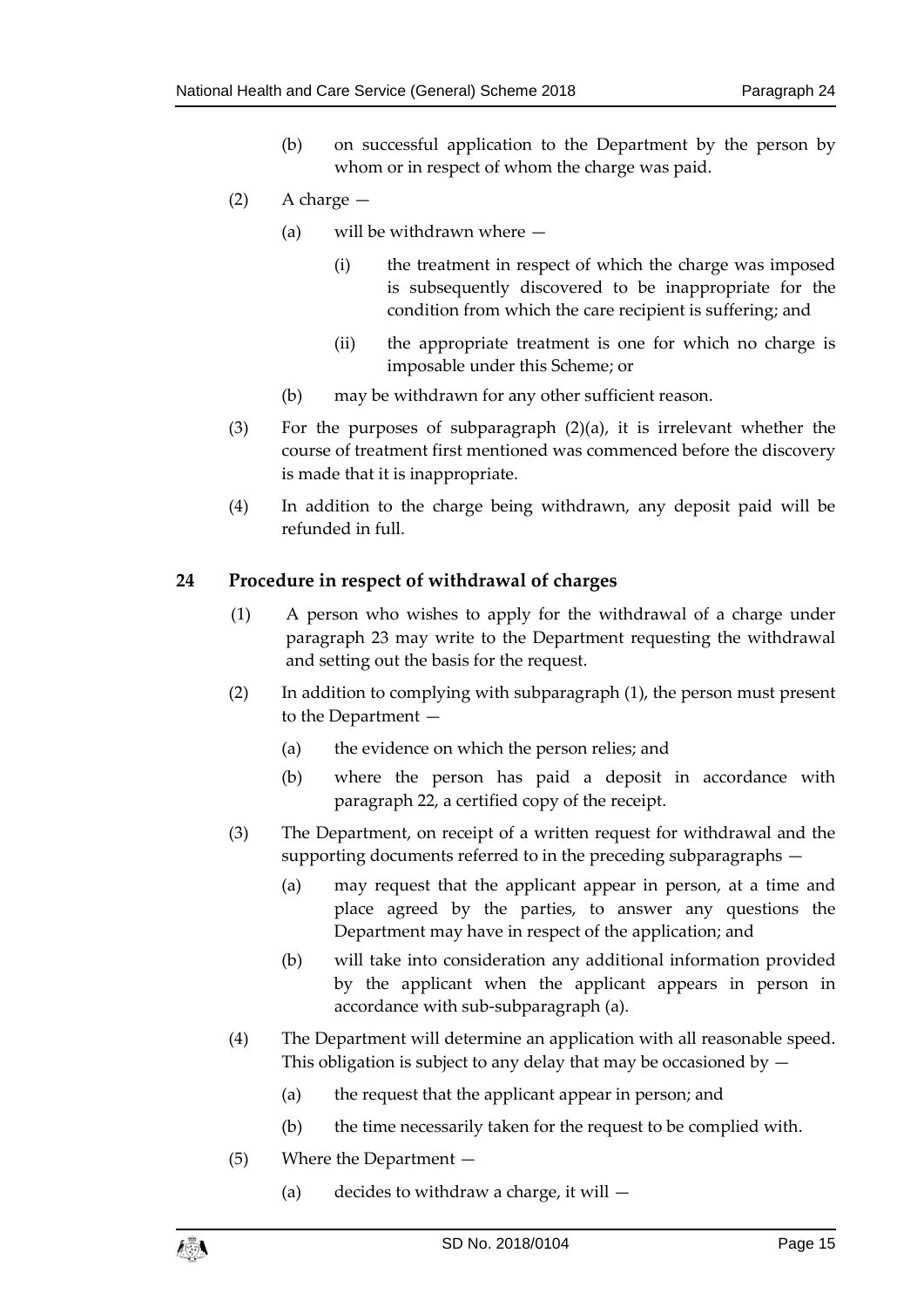(b) on successful application to the Department by the person by whom or in respect of whom the charge was paid.

(2) A charge —

(a) will be withdrawn where —

(i) the treatment in respect of which the charge was imposed is subsequently discovered to be inappropriate for the condition from which the care recipient is suffering; and

(ii) the appropriate treatment is one for which no charge is imposable under this Scheme; or

(b) may be withdrawn for any other sufficient reason.

(3) For the purposes of subparagraph (2)(a), it is irrelevant whether the course of treatment first mentioned was commenced before the discovery is made that it is inappropriate.

(4) In addition to the charge being withdrawn, any deposit paid will be refunded in full.

## 24 Procedure in respect of withdrawal of charges

(1) A person who wishes to apply for the withdrawal of a charge under paragraph 23 may write to the Department requesting the withdrawal and setting out the basis for the request.

(2) In addition to complying with subparagraph (1), the person must present to the Department —

(a) the evidence on which the person relies; and

(b) where the person has paid a deposit in accordance with paragraph 22, a certified copy of the receipt.

(3) The Department, on receipt of a written request for withdrawal and the supporting documents referred to in the preceding subparagraphs —

(a) may request that the applicant appear in person, at a time and place agreed by the parties, to answer any questions the Department may have in respect of the application; and

(b) will take into consideration any additional information provided by the applicant when the applicant appears in person in accordance with sub-subparagraph (a).

(4) The Department will determine an application with all reasonable speed. This obligation is subject to any delay that may be occasioned by —

(a) the request that the applicant appear in person; and

(b) the time necessarily taken for the request to be complied with.

(5) Where the Department —

(a) decides to withdraw a charge, it will —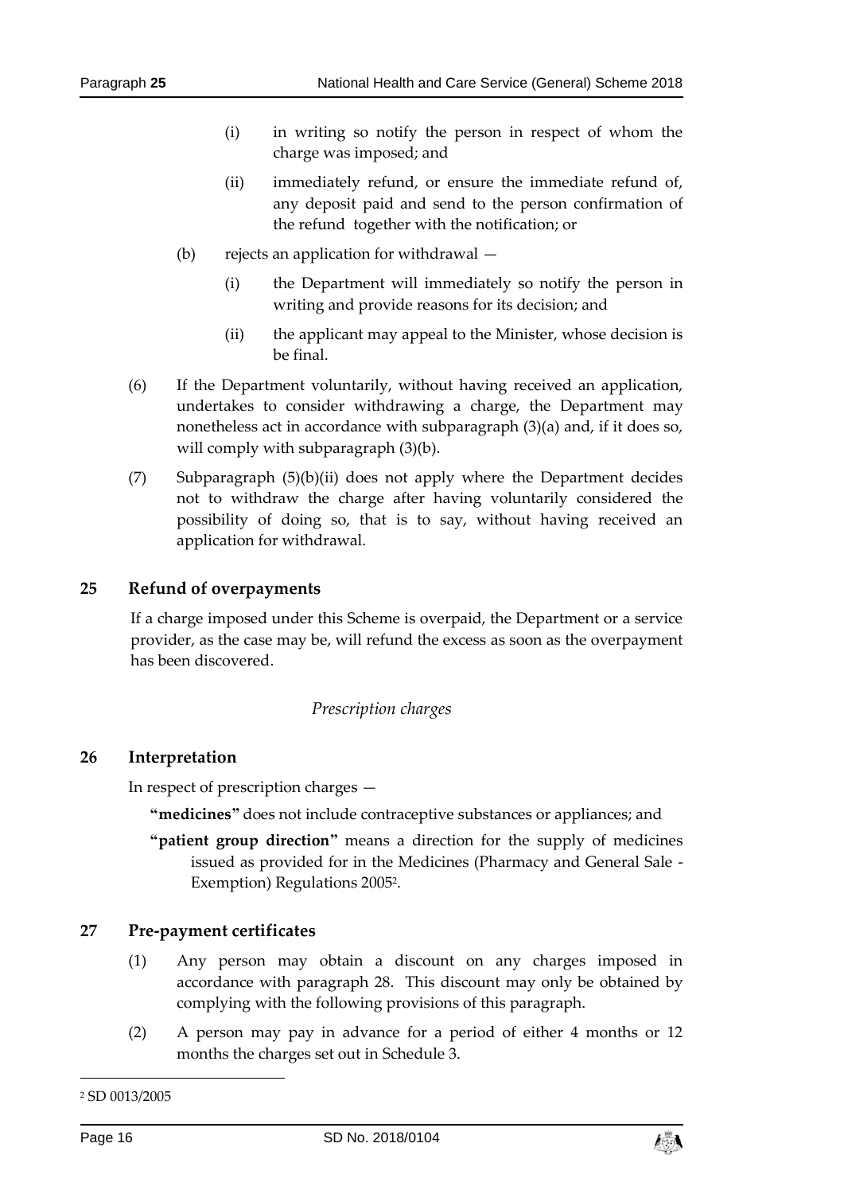(i) in writing so notify the person in respect of whom the charge was imposed; and

(ii) immediately refund, or ensure the immediate refund of, any deposit paid and send to the person confirmation of the refund together with the notification; or

(b) rejects an application for withdrawal —

(i) the Department will immediately so notify the person in writing and provide reasons for its decision; and

(ii) the applicant may appeal to the Minister, whose decision is be final.

(6) If the Department voluntarily, without having received an application, undertakes to consider withdrawing a charge, the Department may nonetheless act in accordance with subparagraph (3)(a) and, if it does so, will comply with subparagraph (3)(b).

(7) Subparagraph (5)(b)(ii) does not apply where the Department decides not to withdraw the charge after having voluntarily considered the possibility of doing so, that is to say, without having received an application for withdrawal.

## 25 Refund of overpayments

If a charge imposed under this Scheme is overpaid, the Department or a service provider, as the case may be, will refund the excess as soon as the overpayment has been discovered.

*Prescription charges*

## 26 Interpretation

In respect of prescription charges —

**"medicines"** does not include contraceptive substances or appliances; and

**"patient group direction"** means a direction for the supply of medicines issued as provided for in the Medicines (Pharmacy and General Sale - Exemption) Regulations 2005[2].

## 27 Pre-payment certificates

(1) Any person may obtain a discount on any charges imposed in accordance with paragraph 28. This discount may only be obtained by complying with the following provisions of this paragraph.

(2) A person may pay in advance for a period of either 4 months or 12 months the charges set out in Schedule 3.

---

[2] SD 0013/2005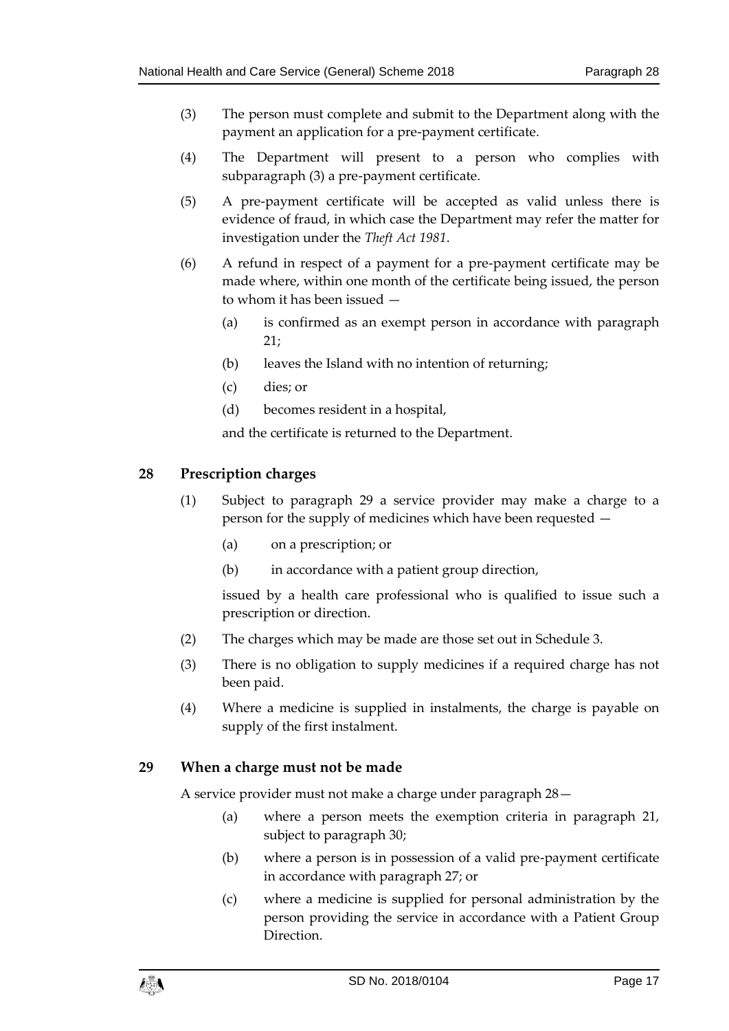(3) The person must complete and submit to the Department along with the payment an application for a pre-payment certificate.

(4) The Department will present to a person who complies with subparagraph (3) a pre-payment certificate.

(5) A pre-payment certificate will be accepted as valid unless there is evidence of fraud, in which case the Department may refer the matter for investigation under the *Theft Act 1981*.

(6) A refund in respect of a payment for a pre-payment certificate may be made where, within one month of the certificate being issued, the person to whom it has been issued —

(a) is confirmed as an exempt person in accordance with paragraph 21;

(b) leaves the Island with no intention of returning;

(c) dies; or

(d) becomes resident in a hospital,

and the certificate is returned to the Department.

## 28 Prescription charges

(1) Subject to paragraph 29 a service provider may make a charge to a person for the supply of medicines which have been requested —

(a) on a prescription; or

(b) in accordance with a patient group direction,

issued by a health care professional who is qualified to issue such a prescription or direction.

(2) The charges which may be made are those set out in Schedule 3.

(3) There is no obligation to supply medicines if a required charge has not been paid.

(4) Where a medicine is supplied in instalments, the charge is payable on supply of the first instalment.

## 29 When a charge must not be made

A service provider must not make a charge under paragraph 28—

(a) where a person meets the exemption criteria in paragraph 21, subject to paragraph 30;

(b) where a person is in possession of a valid pre-payment certificate in accordance with paragraph 27; or

(c) where a medicine is supplied for personal administration by the person providing the service in accordance with a Patient Group Direction.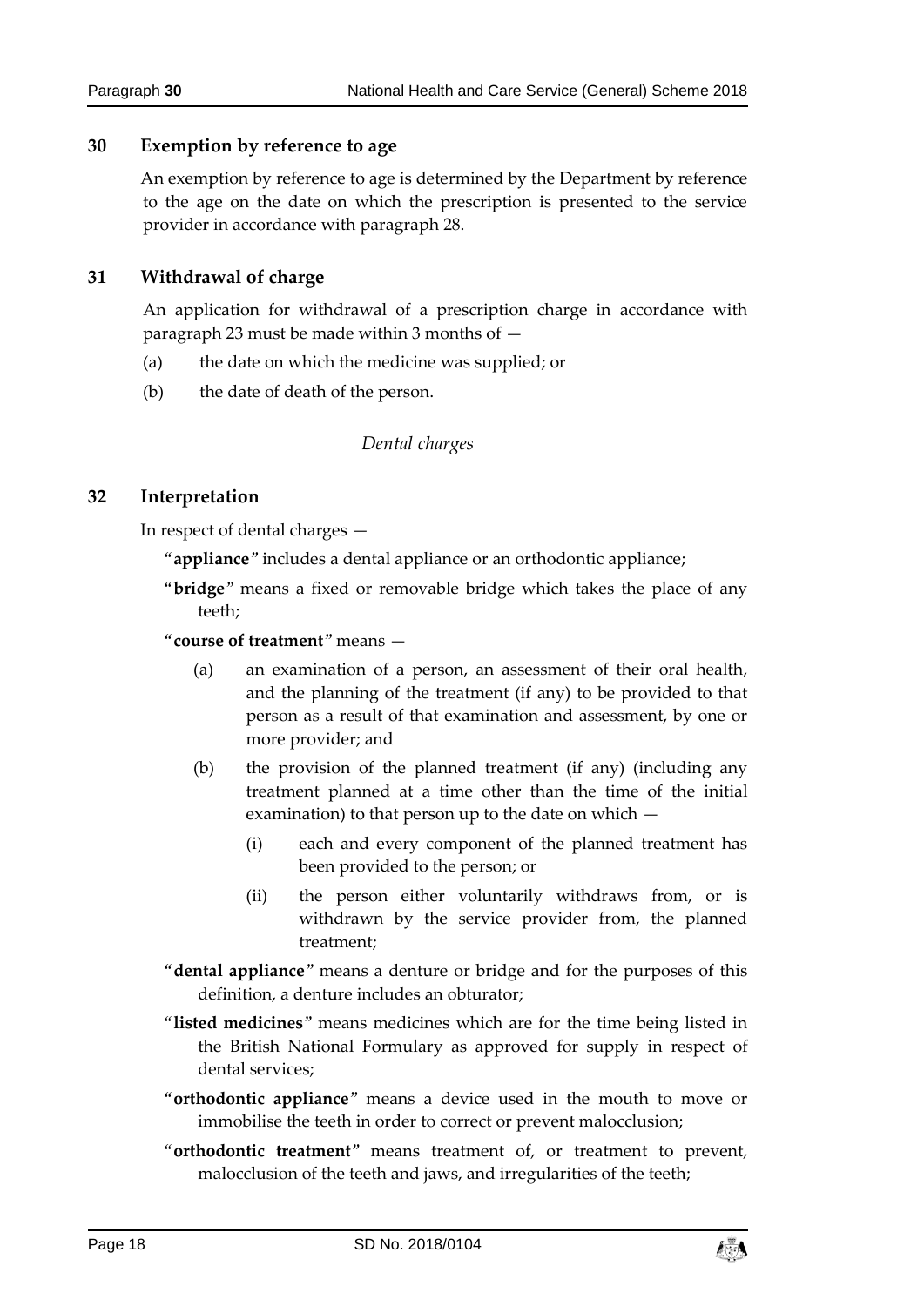## 30 Exemption by reference to age

An exemption by reference to age is determined by the Department by reference to the age on the date on which the prescription is presented to the service provider in accordance with paragraph 28.

## 31 Withdrawal of charge

An application for withdrawal of a prescription charge in accordance with paragraph 23 must be made within 3 months of —

(a) the date on which the medicine was supplied; or

(b) the date of death of the person.

*Dental charges*

## 32 Interpretation

In respect of dental charges —

"**appliance**" includes a dental appliance or an orthodontic appliance;

"**bridge**" means a fixed or removable bridge which takes the place of any teeth;

"**course of treatment**" means —

(a) an examination of a person, an assessment of their oral health, and the planning of the treatment (if any) to be provided to that person as a result of that examination and assessment, by one or more provider; and

(b) the provision of the planned treatment (if any) (including any treatment planned at a time other than the time of the initial examination) to that person up to the date on which —

(i) each and every component of the planned treatment has been provided to the person; or

(ii) the person either voluntarily withdraws from, or is withdrawn by the service provider from, the planned treatment;

"**dental appliance**" means a denture or bridge and for the purposes of this definition, a denture includes an obturator;

"**listed medicines**" means medicines which are for the time being listed in the British National Formulary as approved for supply in respect of dental services;

"**orthodontic appliance**" means a device used in the mouth to move or immobilise the teeth in order to correct or prevent malocclusion;

"**orthodontic treatment**" means treatment of, or treatment to prevent, malocclusion of the teeth and jaws, and irregularities of the teeth;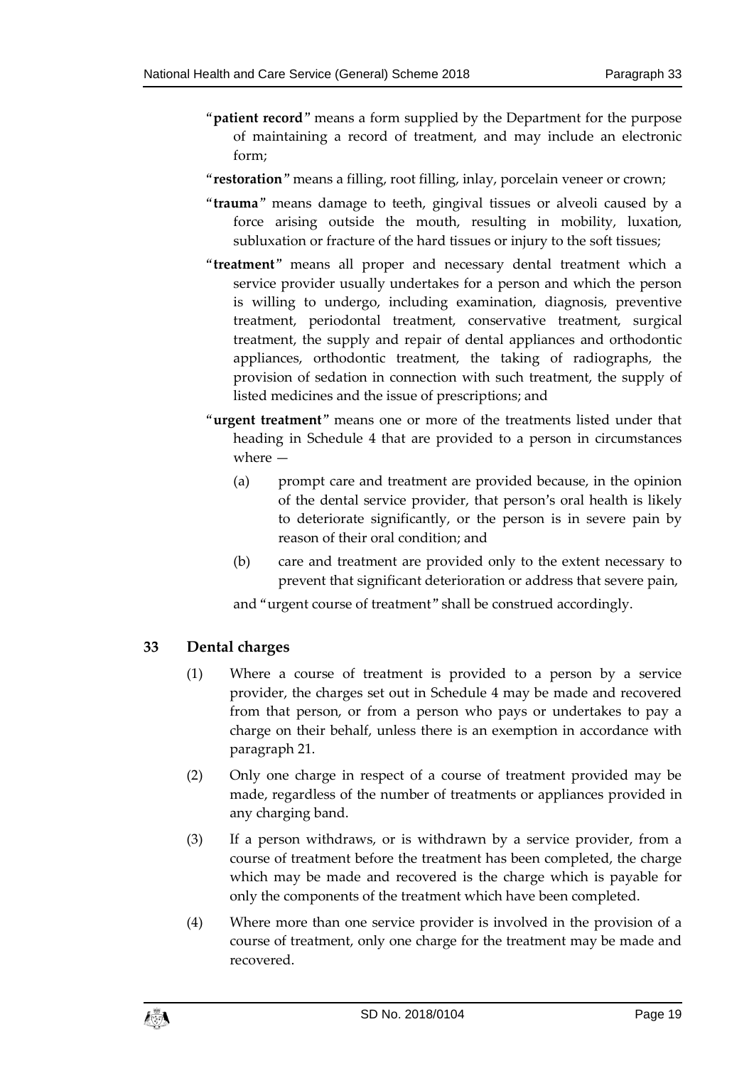"**patient record**" means a form supplied by the Department for the purpose of maintaining a record of treatment, and may include an electronic form;

"**restoration**" means a filling, root filling, inlay, porcelain veneer or crown;

"**trauma**" means damage to teeth, gingival tissues or alveoli caused by a force arising outside the mouth, resulting in mobility, luxation, subluxation or fracture of the hard tissues or injury to the soft tissues;

"**treatment**" means all proper and necessary dental treatment which a service provider usually undertakes for a person and which the person is willing to undergo, including examination, diagnosis, preventive treatment, periodontal treatment, conservative treatment, surgical treatment, the supply and repair of dental appliances and orthodontic appliances, orthodontic treatment, the taking of radiographs, the provision of sedation in connection with such treatment, the supply of listed medicines and the issue of prescriptions; and

"**urgent treatment**" means one or more of the treatments listed under that heading in Schedule 4 that are provided to a person in circumstances where —

(a) prompt care and treatment are provided because, in the opinion of the dental service provider, that person's oral health is likely to deteriorate significantly, or the person is in severe pain by reason of their oral condition; and

(b) care and treatment are provided only to the extent necessary to prevent that significant deterioration or address that severe pain,

and "urgent course of treatment" shall be construed accordingly.

## 33 Dental charges

(1) Where a course of treatment is provided to a person by a service provider, the charges set out in Schedule 4 may be made and recovered from that person, or from a person who pays or undertakes to pay a charge on their behalf, unless there is an exemption in accordance with paragraph 21.

(2) Only one charge in respect of a course of treatment provided may be made, regardless of the number of treatments or appliances provided in any charging band.

(3) If a person withdraws, or is withdrawn by a service provider, from a course of treatment before the treatment has been completed, the charge which may be made and recovered is the charge which is payable for only the components of the treatment which have been completed.

(4) Where more than one service provider is involved in the provision of a course of treatment, only one charge for the treatment may be made and recovered.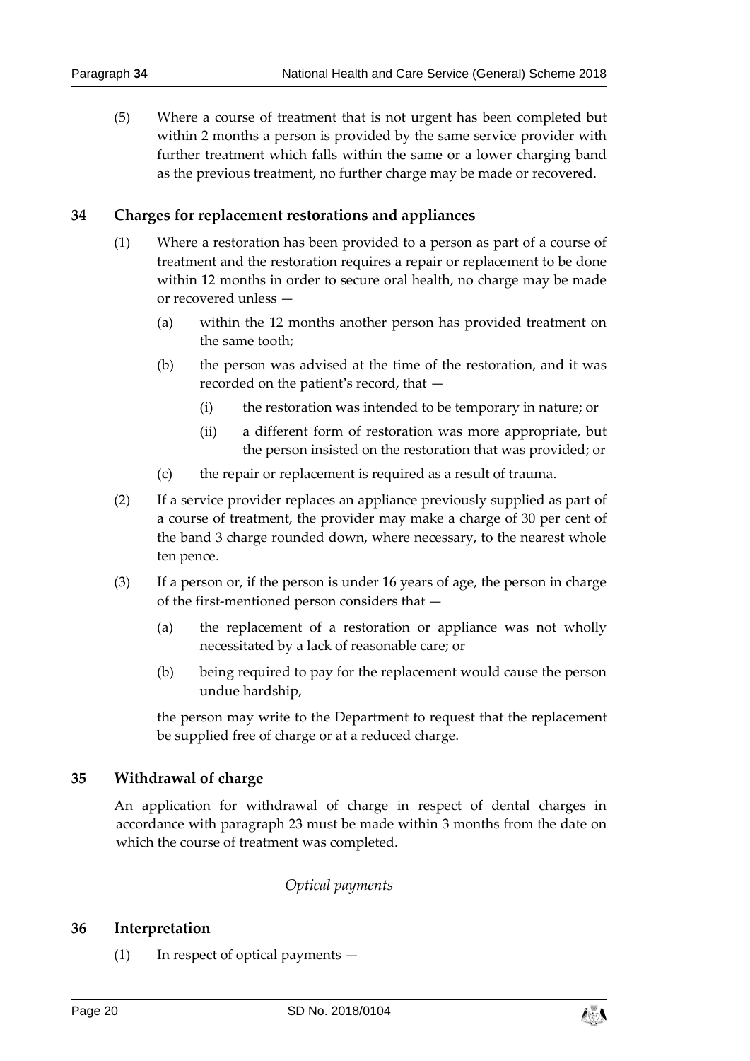(5) Where a course of treatment that is not urgent has been completed but within 2 months a person is provided by the same service provider with further treatment which falls within the same or a lower charging band as the previous treatment, no further charge may be made or recovered.

## 34 Charges for replacement restorations and appliances

(1) Where a restoration has been provided to a person as part of a course of treatment and the restoration requires a repair or replacement to be done within 12 months in order to secure oral health, no charge may be made or recovered unless —

(a) within the 12 months another person has provided treatment on the same tooth;

(b) the person was advised at the time of the restoration, and it was recorded on the patient's record, that —

(i) the restoration was intended to be temporary in nature; or

(ii) a different form of restoration was more appropriate, but the person insisted on the restoration that was provided; or

(c) the repair or replacement is required as a result of trauma.

(2) If a service provider replaces an appliance previously supplied as part of a course of treatment, the provider may make a charge of 30 per cent of the band 3 charge rounded down, where necessary, to the nearest whole ten pence.

(3) If a person or, if the person is under 16 years of age, the person in charge of the first-mentioned person considers that —

(a) the replacement of a restoration or appliance was not wholly necessitated by a lack of reasonable care; or

(b) being required to pay for the replacement would cause the person undue hardship,

the person may write to the Department to request that the replacement be supplied free of charge or at a reduced charge.

## 35 Withdrawal of charge

An application for withdrawal of charge in respect of dental charges in accordance with paragraph 23 must be made within 3 months from the date on which the course of treatment was completed.

*Optical payments*

## 36 Interpretation

(1) In respect of optical payments —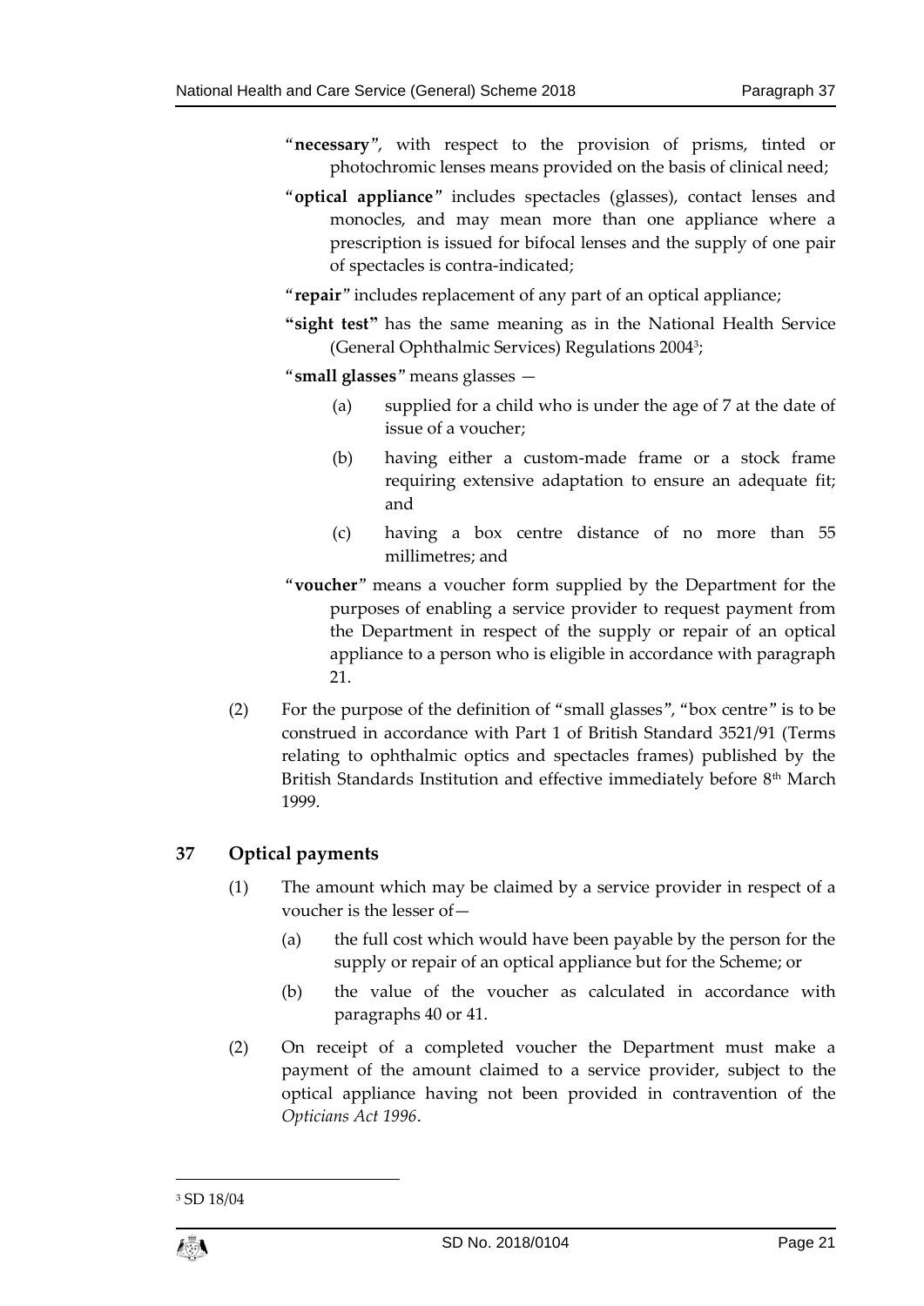"**necessary**", with respect to the provision of prisms, tinted or photochromic lenses means provided on the basis of clinical need;

"**optical appliance**" includes spectacles (glasses), contact lenses and monocles, and may mean more than one appliance where a prescription is issued for bifocal lenses and the supply of one pair of spectacles is contra-indicated;

"**repair**" includes replacement of any part of an optical appliance;

**"sight test"** has the same meaning as in the National Health Service (General Ophthalmic Services) Regulations 2004[3];

"**small glasses**" means glasses —

(a) supplied for a child who is under the age of 7 at the date of issue of a voucher;

(b) having either a custom-made frame or a stock frame requiring extensive adaptation to ensure an adequate fit; and

(c) having a box centre distance of no more than 55 millimetres; and

"**voucher**" means a voucher form supplied by the Department for the purposes of enabling a service provider to request payment from the Department in respect of the supply or repair of an optical appliance to a person who is eligible in accordance with paragraph 21.

(2) For the purpose of the definition of "small glasses", "box centre" is to be construed in accordance with Part 1 of British Standard 3521/91 (Terms relating to ophthalmic optics and spectacles frames) published by the British Standards Institution and effective immediately before 8th March 1999.

## 37 Optical payments

(1) The amount which may be claimed by a service provider in respect of a voucher is the lesser of—

(a) the full cost which would have been payable by the person for the supply or repair of an optical appliance but for the Scheme; or

(b) the value of the voucher as calculated in accordance with paragraphs 40 or 41.

(2) On receipt of a completed voucher the Department must make a payment of the amount claimed to a service provider, subject to the optical appliance having not been provided in contravention of the *Opticians Act 1996*.

[3] SD 18/04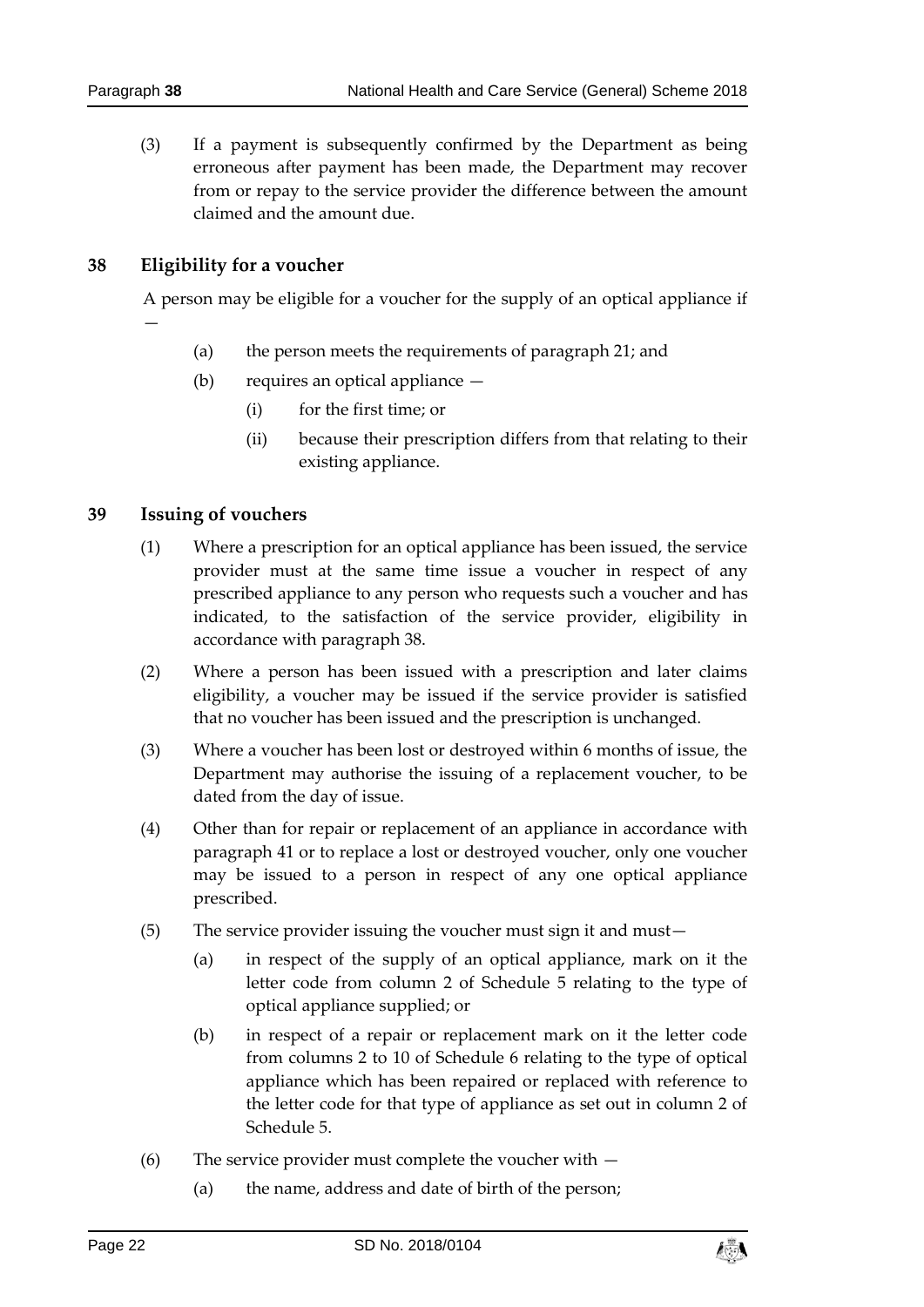(3) If a payment is subsequently confirmed by the Department as being erroneous after payment has been made, the Department may recover from or repay to the service provider the difference between the amount claimed and the amount due.

## 38 Eligibility for a voucher

A person may be eligible for a voucher for the supply of an optical appliance if —

(a) the person meets the requirements of paragraph 21; and

(b) requires an optical appliance —

(i) for the first time; or

(ii) because their prescription differs from that relating to their existing appliance.

## 39 Issuing of vouchers

(1) Where a prescription for an optical appliance has been issued, the service provider must at the same time issue a voucher in respect of any prescribed appliance to any person who requests such a voucher and has indicated, to the satisfaction of the service provider, eligibility in accordance with paragraph 38.

(2) Where a person has been issued with a prescription and later claims eligibility, a voucher may be issued if the service provider is satisfied that no voucher has been issued and the prescription is unchanged.

(3) Where a voucher has been lost or destroyed within 6 months of issue, the Department may authorise the issuing of a replacement voucher, to be dated from the day of issue.

(4) Other than for repair or replacement of an appliance in accordance with paragraph 41 or to replace a lost or destroyed voucher, only one voucher may be issued to a person in respect of any one optical appliance prescribed.

(5) The service provider issuing the voucher must sign it and must—

(a) in respect of the supply of an optical appliance, mark on it the letter code from column 2 of Schedule 5 relating to the type of optical appliance supplied; or

(b) in respect of a repair or replacement mark on it the letter code from columns 2 to 10 of Schedule 6 relating to the type of optical appliance which has been repaired or replaced with reference to the letter code for that type of appliance as set out in column 2 of Schedule 5.

(6) The service provider must complete the voucher with —

(a) the name, address and date of birth of the person;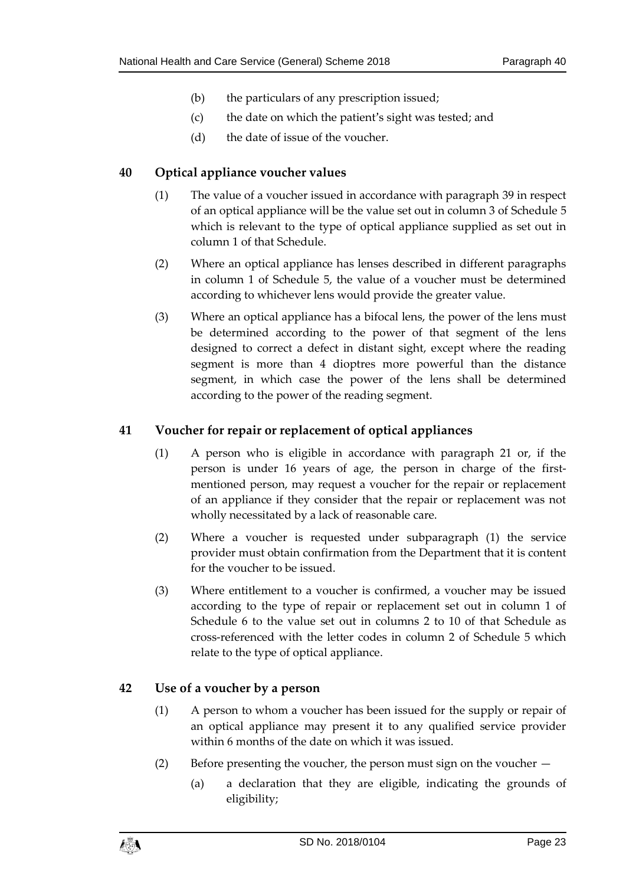(b) the particulars of any prescription issued;

(c) the date on which the patient's sight was tested; and

(d) the date of issue of the voucher.

## 40 Optical appliance voucher values

(1) The value of a voucher issued in accordance with paragraph 39 in respect of an optical appliance will be the value set out in column 3 of Schedule 5 which is relevant to the type of optical appliance supplied as set out in column 1 of that Schedule.

(2) Where an optical appliance has lenses described in different paragraphs in column 1 of Schedule 5, the value of a voucher must be determined according to whichever lens would provide the greater value.

(3) Where an optical appliance has a bifocal lens, the power of the lens must be determined according to the power of that segment of the lens designed to correct a defect in distant sight, except where the reading segment is more than 4 dioptres more powerful than the distance segment, in which case the power of the lens shall be determined according to the power of the reading segment.

## 41 Voucher for repair or replacement of optical appliances

(1) A person who is eligible in accordance with paragraph 21 or, if the person is under 16 years of age, the person in charge of the first-mentioned person, may request a voucher for the repair or replacement of an appliance if they consider that the repair or replacement was not wholly necessitated by a lack of reasonable care.

(2) Where a voucher is requested under subparagraph (1) the service provider must obtain confirmation from the Department that it is content for the voucher to be issued.

(3) Where entitlement to a voucher is confirmed, a voucher may be issued according to the type of repair or replacement set out in column 1 of Schedule 6 to the value set out in columns 2 to 10 of that Schedule as cross-referenced with the letter codes in column 2 of Schedule 5 which relate to the type of optical appliance.

## 42 Use of a voucher by a person

(1) A person to whom a voucher has been issued for the supply or repair of an optical appliance may present it to any qualified service provider within 6 months of the date on which it was issued.

(2) Before presenting the voucher, the person must sign on the voucher —

(a) a declaration that they are eligible, indicating the grounds of eligibility;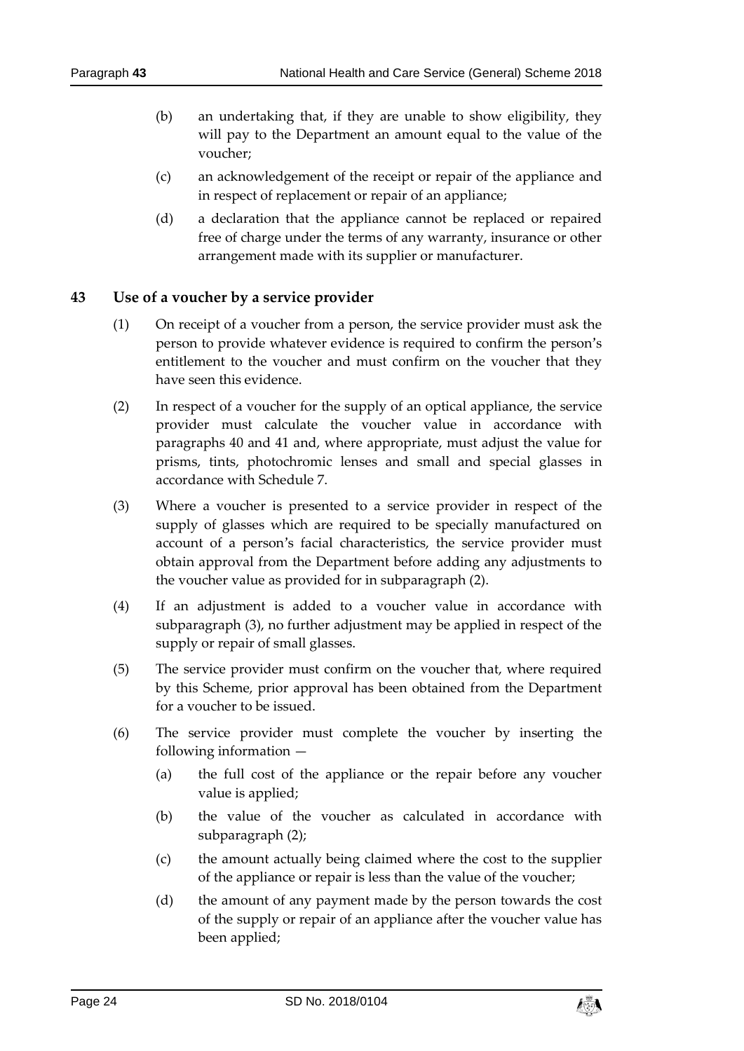(b) an undertaking that, if they are unable to show eligibility, they will pay to the Department an amount equal to the value of the voucher;

(c) an acknowledgement of the receipt or repair of the appliance and in respect of replacement or repair of an appliance;

(d) a declaration that the appliance cannot be replaced or repaired free of charge under the terms of any warranty, insurance or other arrangement made with its supplier or manufacturer.

## 43 Use of a voucher by a service provider

(1) On receipt of a voucher from a person, the service provider must ask the person to provide whatever evidence is required to confirm the person's entitlement to the voucher and must confirm on the voucher that they have seen this evidence.

(2) In respect of a voucher for the supply of an optical appliance, the service provider must calculate the voucher value in accordance with paragraphs 40 and 41 and, where appropriate, must adjust the value for prisms, tints, photochromic lenses and small and special glasses in accordance with Schedule 7.

(3) Where a voucher is presented to a service provider in respect of the supply of glasses which are required to be specially manufactured on account of a person's facial characteristics, the service provider must obtain approval from the Department before adding any adjustments to the voucher value as provided for in subparagraph (2).

(4) If an adjustment is added to a voucher value in accordance with subparagraph (3), no further adjustment may be applied in respect of the supply or repair of small glasses.

(5) The service provider must confirm on the voucher that, where required by this Scheme, prior approval has been obtained from the Department for a voucher to be issued.

(6) The service provider must complete the voucher by inserting the following information —

(a) the full cost of the appliance or the repair before any voucher value is applied;

(b) the value of the voucher as calculated in accordance with subparagraph (2);

(c) the amount actually being claimed where the cost to the supplier of the appliance or repair is less than the value of the voucher;

(d) the amount of any payment made by the person towards the cost of the supply or repair of an appliance after the voucher value has been applied;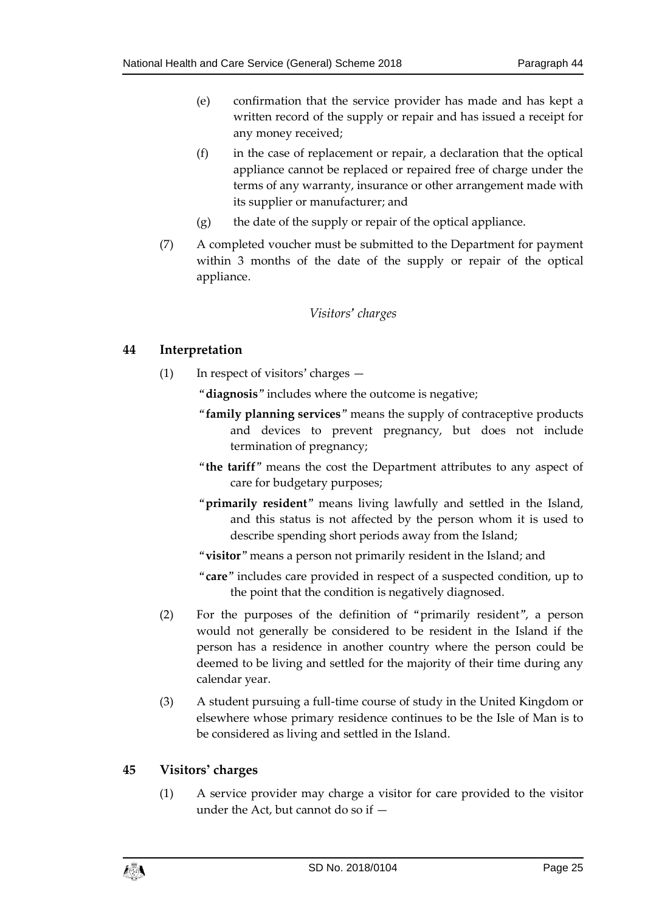(e) confirmation that the service provider has made and has kept a written record of the supply or repair and has issued a receipt for any money received;

(f) in the case of replacement or repair, a declaration that the optical appliance cannot be replaced or repaired free of charge under the terms of any warranty, insurance or other arrangement made with its supplier or manufacturer; and

(g) the date of the supply or repair of the optical appliance.

(7) A completed voucher must be submitted to the Department for payment within 3 months of the date of the supply or repair of the optical appliance.

*Visitors' charges*

## 44 Interpretation

(1) In respect of visitors' charges —

"**diagnosis**" includes where the outcome is negative;

"**family planning services**" means the supply of contraceptive products and devices to prevent pregnancy, but does not include termination of pregnancy;

"**the tariff**" means the cost the Department attributes to any aspect of care for budgetary purposes;

"**primarily resident**" means living lawfully and settled in the Island, and this status is not affected by the person whom it is used to describe spending short periods away from the Island;

"**visitor**" means a person not primarily resident in the Island; and

"**care**" includes care provided in respect of a suspected condition, up to the point that the condition is negatively diagnosed.

(2) For the purposes of the definition of "primarily resident", a person would not generally be considered to be resident in the Island if the person has a residence in another country where the person could be deemed to be living and settled for the majority of their time during any calendar year.

(3) A student pursuing a full-time course of study in the United Kingdom or elsewhere whose primary residence continues to be the Isle of Man is to be considered as living and settled in the Island.

## 45 Visitors' charges

(1) A service provider may charge a visitor for care provided to the visitor under the Act, but cannot do so if —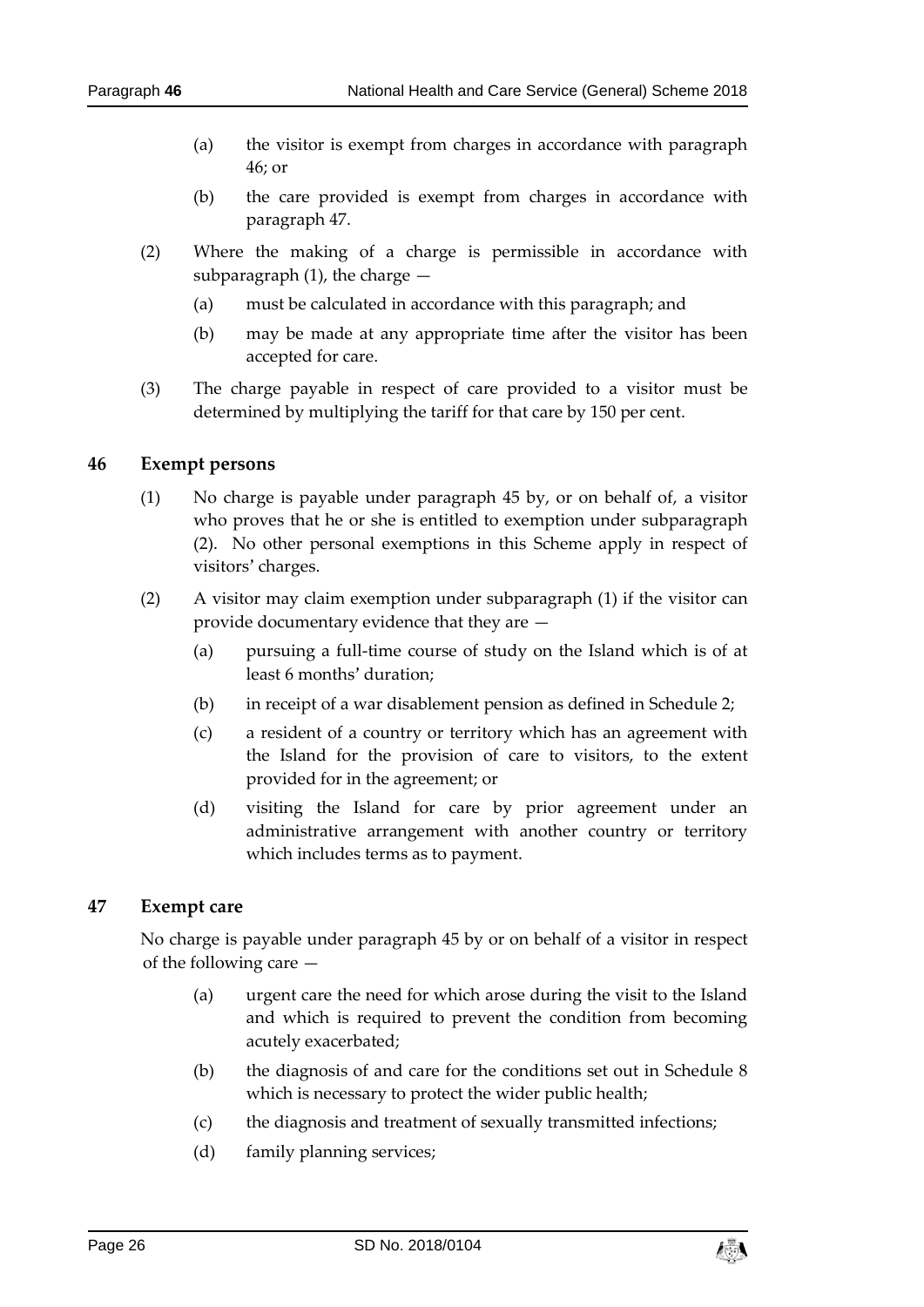(a) the visitor is exempt from charges in accordance with paragraph 46; or

(b) the care provided is exempt from charges in accordance with paragraph 47.

(2) Where the making of a charge is permissible in accordance with subparagraph (1), the charge —

(a) must be calculated in accordance with this paragraph; and

(b) may be made at any appropriate time after the visitor has been accepted for care.

(3) The charge payable in respect of care provided to a visitor must be determined by multiplying the tariff for that care by 150 per cent.

## 46 Exempt persons

(1) No charge is payable under paragraph 45 by, or on behalf of, a visitor who proves that he or she is entitled to exemption under subparagraph (2). No other personal exemptions in this Scheme apply in respect of visitors' charges.

(2) A visitor may claim exemption under subparagraph (1) if the visitor can provide documentary evidence that they are —

(a) pursuing a full-time course of study on the Island which is of at least 6 months' duration;

(b) in receipt of a war disablement pension as defined in Schedule 2;

(c) a resident of a country or territory which has an agreement with the Island for the provision of care to visitors, to the extent provided for in the agreement; or

(d) visiting the Island for care by prior agreement under an administrative arrangement with another country or territory which includes terms as to payment.

## 47 Exempt care

No charge is payable under paragraph 45 by or on behalf of a visitor in respect of the following care —

(a) urgent care the need for which arose during the visit to the Island and which is required to prevent the condition from becoming acutely exacerbated;

(b) the diagnosis of and care for the conditions set out in Schedule 8 which is necessary to protect the wider public health;

(c) the diagnosis and treatment of sexually transmitted infections;

(d) family planning services;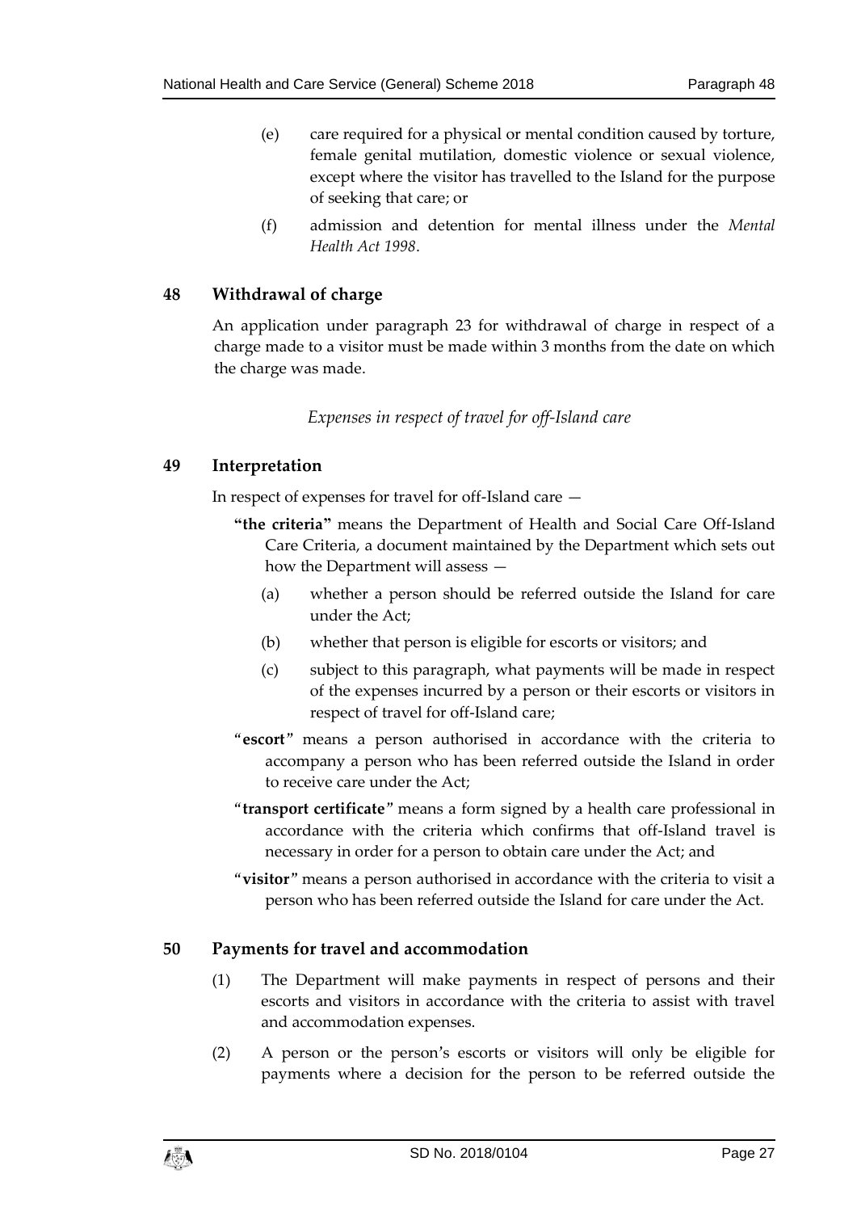(e) care required for a physical or mental condition caused by torture, female genital mutilation, domestic violence or sexual violence, except where the visitor has travelled to the Island for the purpose of seeking that care; or

(f) admission and detention for mental illness under the *Mental Health Act 1998*.

## 48 Withdrawal of charge

An application under paragraph 23 for withdrawal of charge in respect of a charge made to a visitor must be made within 3 months from the date on which the charge was made.

*Expenses in respect of travel for off-Island care*

## 49 Interpretation

In respect of expenses for travel for off-Island care —

**"the criteria"** means the Department of Health and Social Care Off-Island Care Criteria, a document maintained by the Department which sets out how the Department will assess —

(a) whether a person should be referred outside the Island for care under the Act;

(b) whether that person is eligible for escorts or visitors; and

(c) subject to this paragraph, what payments will be made in respect of the expenses incurred by a person or their escorts or visitors in respect of travel for off-Island care;

"**escort**" means a person authorised in accordance with the criteria to accompany a person who has been referred outside the Island in order to receive care under the Act;

"**transport certificate**" means a form signed by a health care professional in accordance with the criteria which confirms that off-Island travel is necessary in order for a person to obtain care under the Act; and

"**visitor**" means a person authorised in accordance with the criteria to visit a person who has been referred outside the Island for care under the Act.

## 50 Payments for travel and accommodation

(1) The Department will make payments in respect of persons and their escorts and visitors in accordance with the criteria to assist with travel and accommodation expenses.

(2) A person or the person's escorts or visitors will only be eligible for payments where a decision for the person to be referred outside the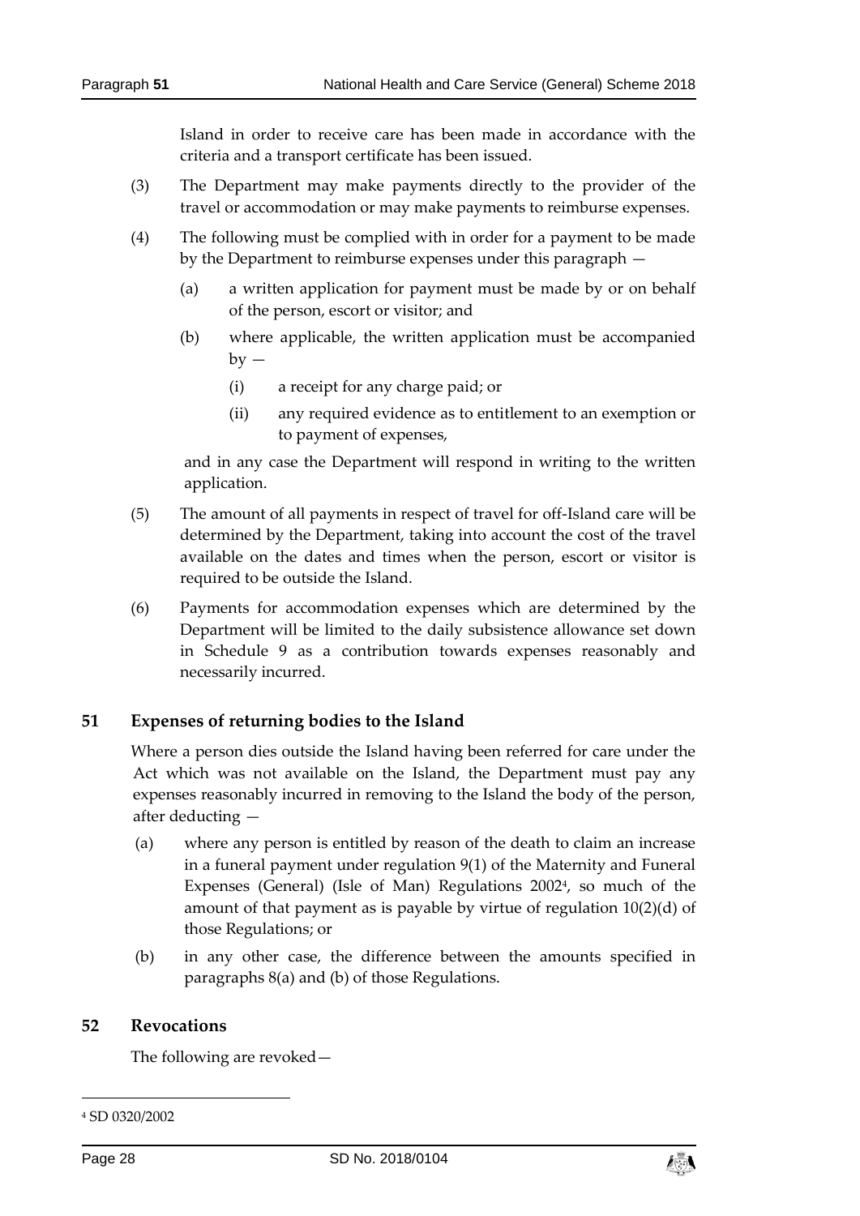Island in order to receive care has been made in accordance with the criteria and a transport certificate has been issued.

(3) The Department may make payments directly to the provider of the travel or accommodation or may make payments to reimburse expenses.

(4) The following must be complied with in order for a payment to be made by the Department to reimburse expenses under this paragraph —

(a) a written application for payment must be made by or on behalf of the person, escort or visitor; and

(b) where applicable, the written application must be accompanied by —

(i) a receipt for any charge paid; or

(ii) any required evidence as to entitlement to an exemption or to payment of expenses,

and in any case the Department will respond in writing to the written application.

(5) The amount of all payments in respect of travel for off-Island care will be determined by the Department, taking into account the cost of the travel available on the dates and times when the person, escort or visitor is required to be outside the Island.

(6) Payments for accommodation expenses which are determined by the Department will be limited to the daily subsistence allowance set down in Schedule 9 as a contribution towards expenses reasonably and necessarily incurred.

## 51 Expenses of returning bodies to the Island

Where a person dies outside the Island having been referred for care under the Act which was not available on the Island, the Department must pay any expenses reasonably incurred in removing to the Island the body of the person, after deducting —

(a) where any person is entitled by reason of the death to claim an increase in a funeral payment under regulation 9(1) of the Maternity and Funeral Expenses (General) (Isle of Man) Regulations 2002[4], so much of the amount of that payment as is payable by virtue of regulation 10(2)(d) of those Regulations; or

(b) in any other case, the difference between the amounts specified in paragraphs 8(a) and (b) of those Regulations.

## 52 Revocations

The following are revoked—

[4] SD 0320/2002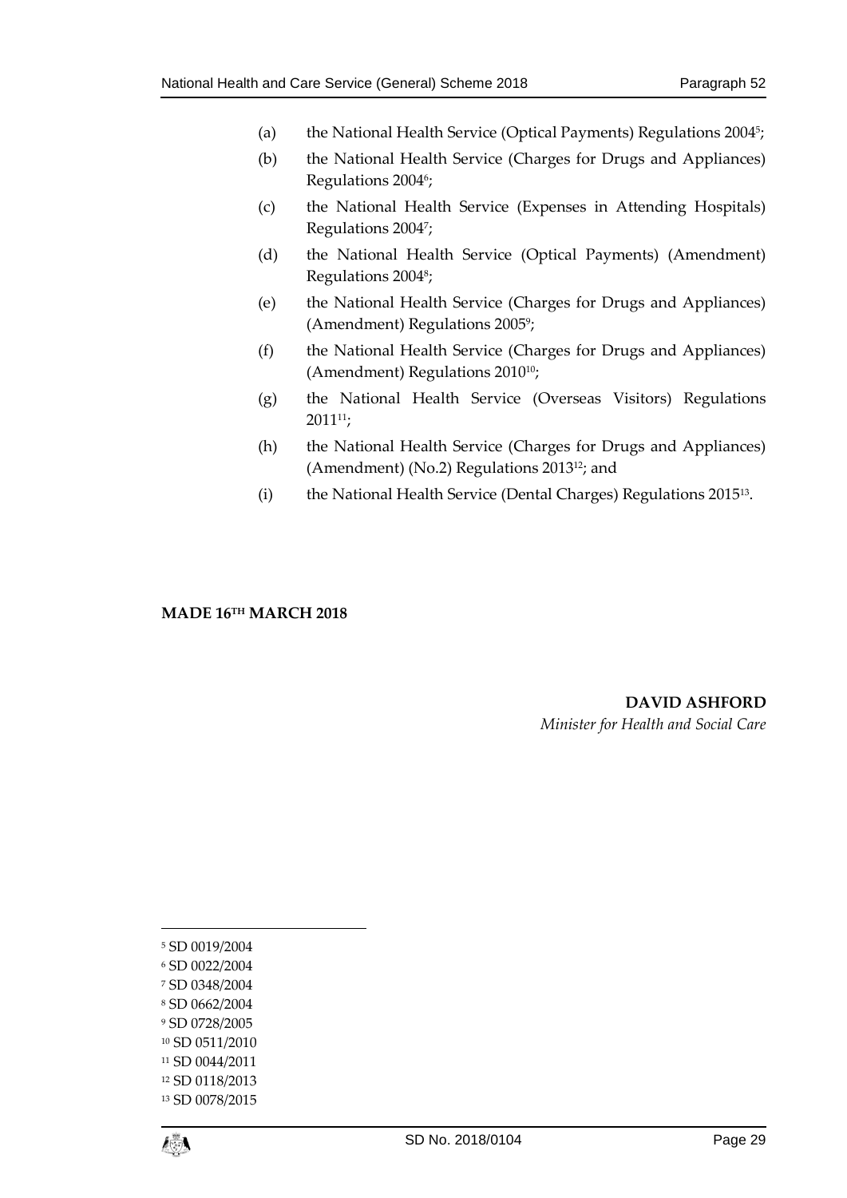(a) the National Health Service (Optical Payments) Regulations 2004[5];

(b) the National Health Service (Charges for Drugs and Appliances) Regulations 2004[6];

(c) the National Health Service (Expenses in Attending Hospitals) Regulations 2004[7];

(d) the National Health Service (Optical Payments) (Amendment) Regulations 2004[8];

(e) the National Health Service (Charges for Drugs and Appliances) (Amendment) Regulations 2005[9];

(f) the National Health Service (Charges for Drugs and Appliances) (Amendment) Regulations 2010[10];

(g) the National Health Service (Overseas Visitors) Regulations 2011[11];

(h) the National Health Service (Charges for Drugs and Appliances) (Amendment) (No.2) Regulations 2013[12]; and

(i) the National Health Service (Dental Charges) Regulations 2015[13].

**MADE 16TH MARCH 2018**

**DAVID ASHFORD**

*Minister for Health and Social Care*

---

[5] SD 0019/2004

[6] SD 0022/2004

[7] SD 0348/2004

[8] SD 0662/2004

[9] SD 0728/2005

[10] SD 0511/2010

[11] SD 0044/2011

[12] SD 0118/2013

[13] SD 0078/2015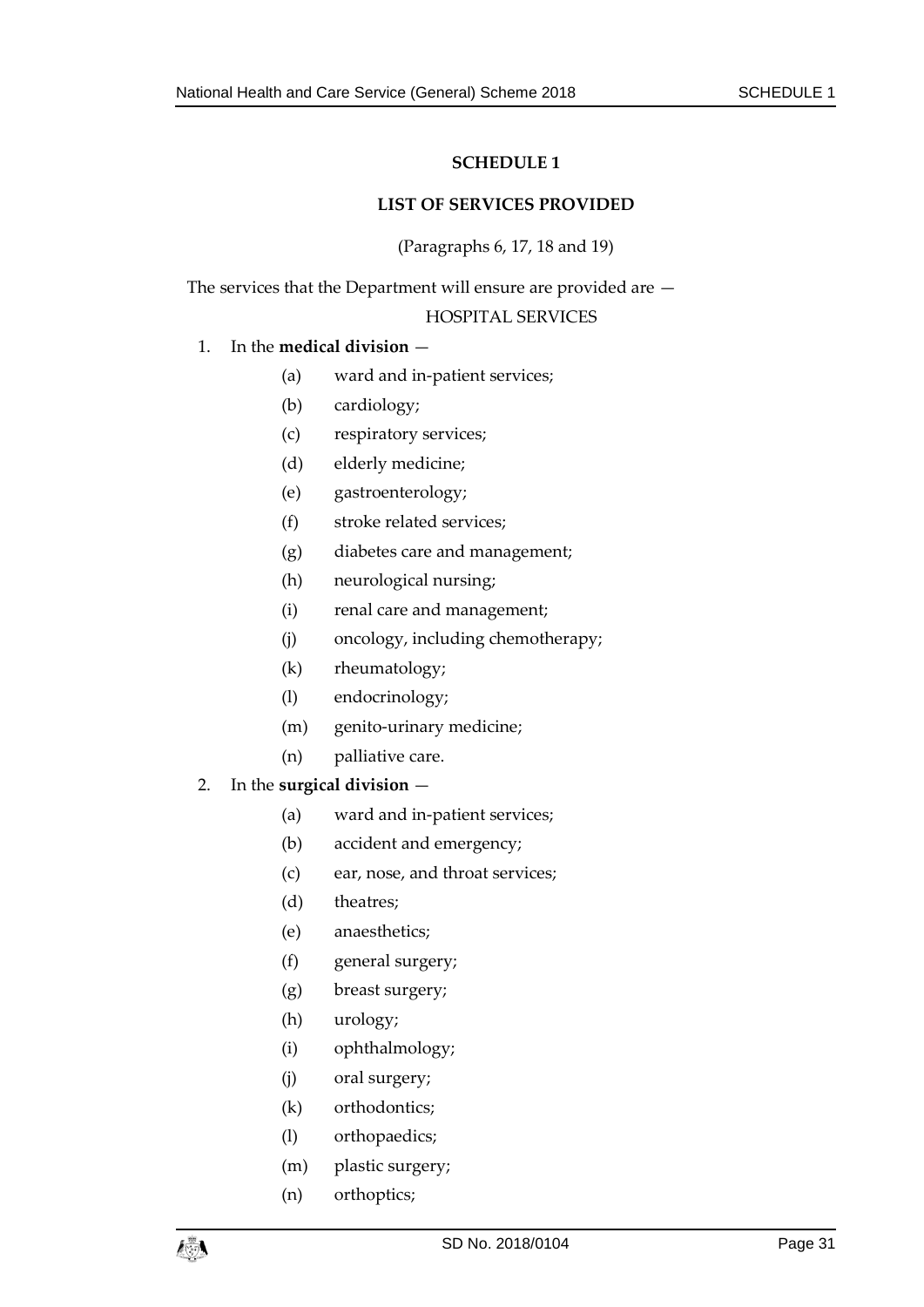## SCHEDULE 1

### LIST OF SERVICES PROVIDED

(Paragraphs 6, 17, 18 and 19)

The services that the Department will ensure are provided are —

HOSPITAL SERVICES

1. In the **medical division** —
   - (a) ward and in-patient services;
   - (b) cardiology;
   - (c) respiratory services;
   - (d) elderly medicine;
   - (e) gastroenterology;
   - (f) stroke related services;
   - (g) diabetes care and management;
   - (h) neurological nursing;
   - (i) renal care and management;
   - (j) oncology, including chemotherapy;
   - (k) rheumatology;
   - (l) endocrinology;
   - (m) genito-urinary medicine;
   - (n) palliative care.
2. In the **surgical division** —
   - (a) ward and in-patient services;
   - (b) accident and emergency;
   - (c) ear, nose, and throat services;
   - (d) theatres;
   - (e) anaesthetics;
   - (f) general surgery;
   - (g) breast surgery;
   - (h) urology;
   - (i) ophthalmology;
   - (j) oral surgery;
   - (k) orthodontics;
   - (l) orthopaedics;
   - (m) plastic surgery;
   - (n) orthoptics;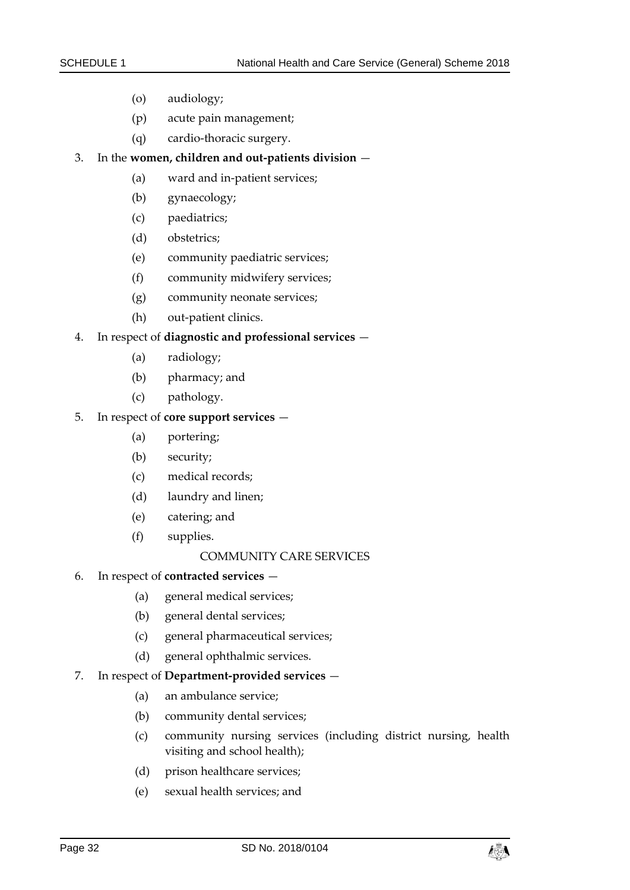(o) audiology;

(p) acute pain management;

(q) cardio-thoracic surgery.

3. In the **women, children and out-patients division** —

(a) ward and in-patient services;

(b) gynaecology;

(c) paediatrics;

(d) obstetrics;

(e) community paediatric services;

(f) community midwifery services;

(g) community neonate services;

(h) out-patient clinics.

4. In respect of **diagnostic and professional services** —

(a) radiology;

(b) pharmacy; and

(c) pathology.

5. In respect of **core support services** —

(a) portering;

(b) security;

(c) medical records;

(d) laundry and linen;

(e) catering; and

(f) supplies.

COMMUNITY CARE SERVICES

6. In respect of **contracted services** —

(a) general medical services;

(b) general dental services;

(c) general pharmaceutical services;

(d) general ophthalmic services.

7. In respect of **Department-provided services** —

(a) an ambulance service;

(b) community dental services;

(c) community nursing services (including district nursing, health visiting and school health);

(d) prison healthcare services;

(e) sexual health services; and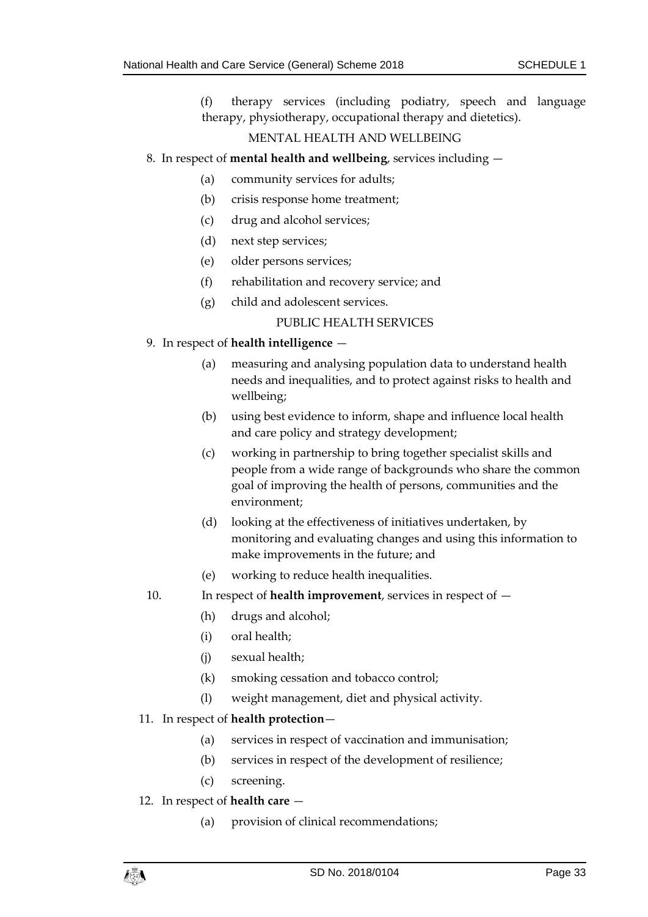(f) therapy services (including podiatry, speech and language therapy, physiotherapy, occupational therapy and dietetics).

MENTAL HEALTH AND WELLBEING

8. In respect of **mental health and wellbeing**, services including —

   (a) community services for adults;

   (b) crisis response home treatment;

   (c) drug and alcohol services;

   (d) next step services;

   (e) older persons services;

   (f) rehabilitation and recovery service; and

   (g) child and adolescent services.

PUBLIC HEALTH SERVICES

9. In respect of **health intelligence** —

   (a) measuring and analysing population data to understand health needs and inequalities, and to protect against risks to health and wellbeing;

   (b) using best evidence to inform, shape and influence local health and care policy and strategy development;

   (c) working in partnership to bring together specialist skills and people from a wide range of backgrounds who share the common goal of improving the health of persons, communities and the environment;

   (d) looking at the effectiveness of initiatives undertaken, by monitoring and evaluating changes and using this information to make improvements in the future; and

   (e) working to reduce health inequalities.

10. In respect of **health improvement**, services in respect of —

   (h) drugs and alcohol;

   (i) oral health;

   (j) sexual health;

   (k) smoking cessation and tobacco control;

   (l) weight management, diet and physical activity.

11. In respect of **health protection**—

   (a) services in respect of vaccination and immunisation;

   (b) services in respect of the development of resilience;

   (c) screening.

12. In respect of **health care** —

   (a) provision of clinical recommendations;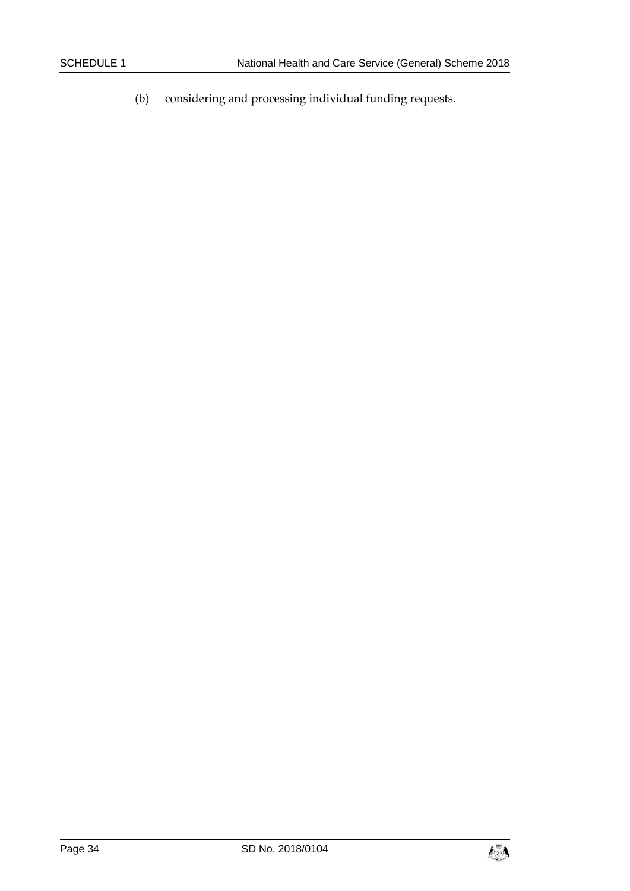(b) considering and processing individual funding requests.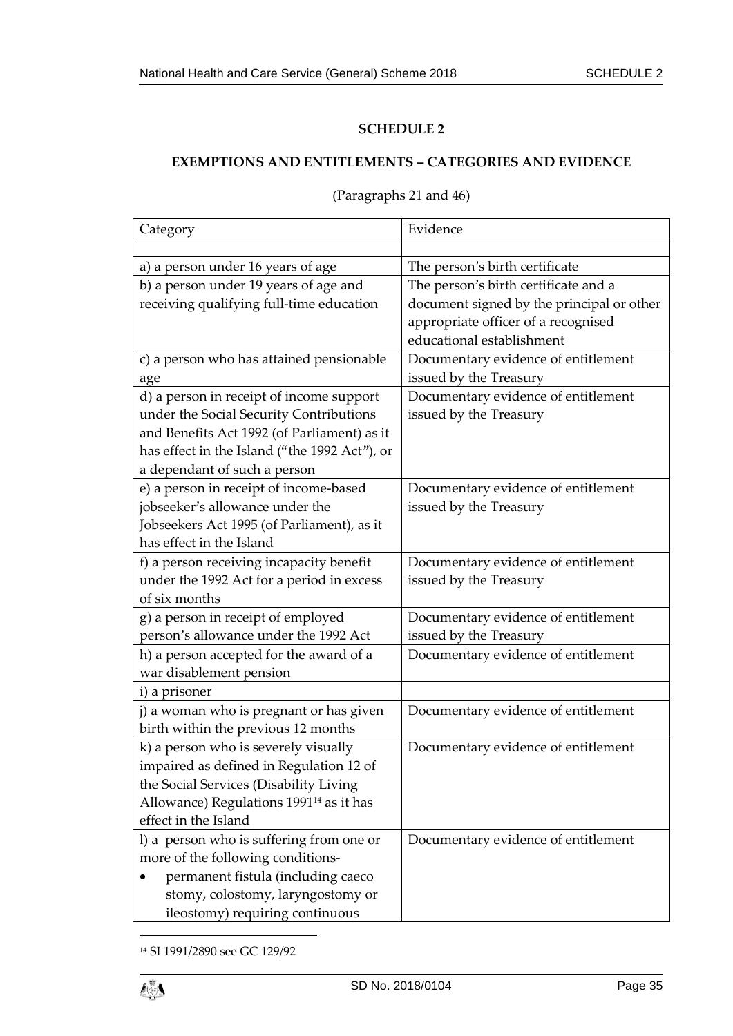**SCHEDULE 2**

**EXEMPTIONS AND ENTITLEMENTS – CATEGORIES AND EVIDENCE**

(Paragraphs 21 and 46)

| Category | Evidence |
|---|---|
| | |
| a) a person under 16 years of age | The person's birth certificate |
| b) a person under 19 years of age and receiving qualifying full-time education | The person's birth certificate and a document signed by the principal or other appropriate officer of a recognised educational establishment |
| c) a person who has attained pensionable age | Documentary evidence of entitlement issued by the Treasury |
| d) a person in receipt of income support under the Social Security Contributions and Benefits Act 1992 (of Parliament) as it has effect in the Island ("the 1992 Act"), or a dependant of such a person | Documentary evidence of entitlement issued by the Treasury |
| e) a person in receipt of income-based jobseeker's allowance under the Jobseekers Act 1995 (of Parliament), as it has effect in the Island | Documentary evidence of entitlement issued by the Treasury |
| f) a person receiving incapacity benefit under the 1992 Act for a period in excess of six months | Documentary evidence of entitlement issued by the Treasury |
| g) a person in receipt of employed person's allowance under the 1992 Act | Documentary evidence of entitlement issued by the Treasury |
| h) a person accepted for the award of a war disablement pension | Documentary evidence of entitlement |
| i) a prisoner | |
| j) a woman who is pregnant or has given birth within the previous 12 months | Documentary evidence of entitlement |
| k) a person who is severely visually impaired as defined in Regulation 12 of the Social Services (Disability Living Allowance) Regulations 1991[14] as it has effect in the Island | Documentary evidence of entitlement |
| l) a person who is suffering from one or more of the following conditions-<br>• permanent fistula (including caeco stomy, colostomy, laryngostomy or ileostomy) requiring continuous | Documentary evidence of entitlement |

[14] SI 1991/2890 see GC 129/92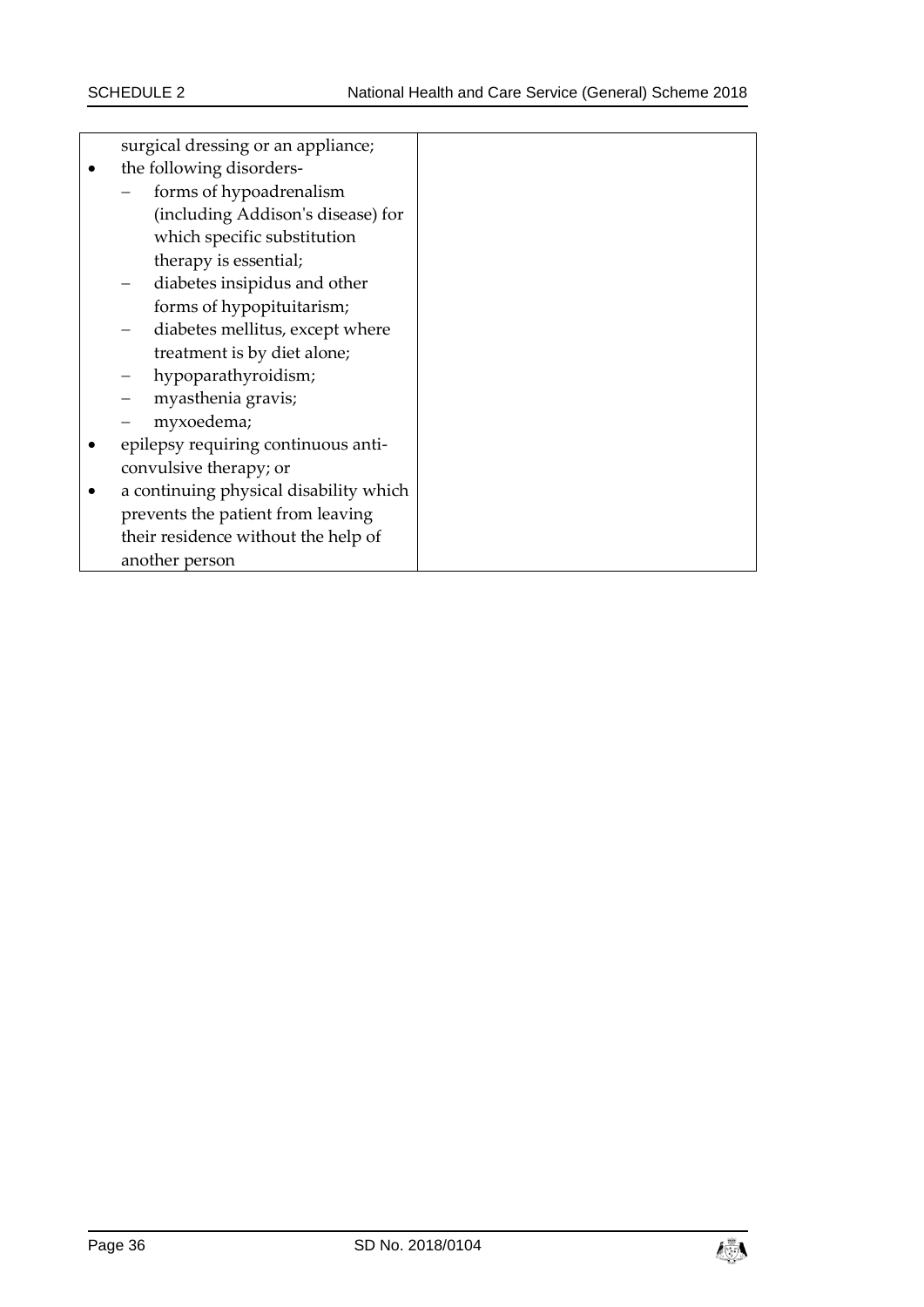| | |
|---|---|
| surgical dressing or an appliance;<br>• the following disorders-<br>– forms of hypoadrenalism (including Addison's disease) for which specific substitution therapy is essential;<br>– diabetes insipidus and other forms of hypopituitarism;<br>– diabetes mellitus, except where treatment is by diet alone;<br>– hypoparathyroidism;<br>– myasthenia gravis;<br>– myxoedema;<br>• epilepsy requiring continuous anti-convulsive therapy; or<br>• a continuing physical disability which prevents the patient from leaving their residence without the help of another person | |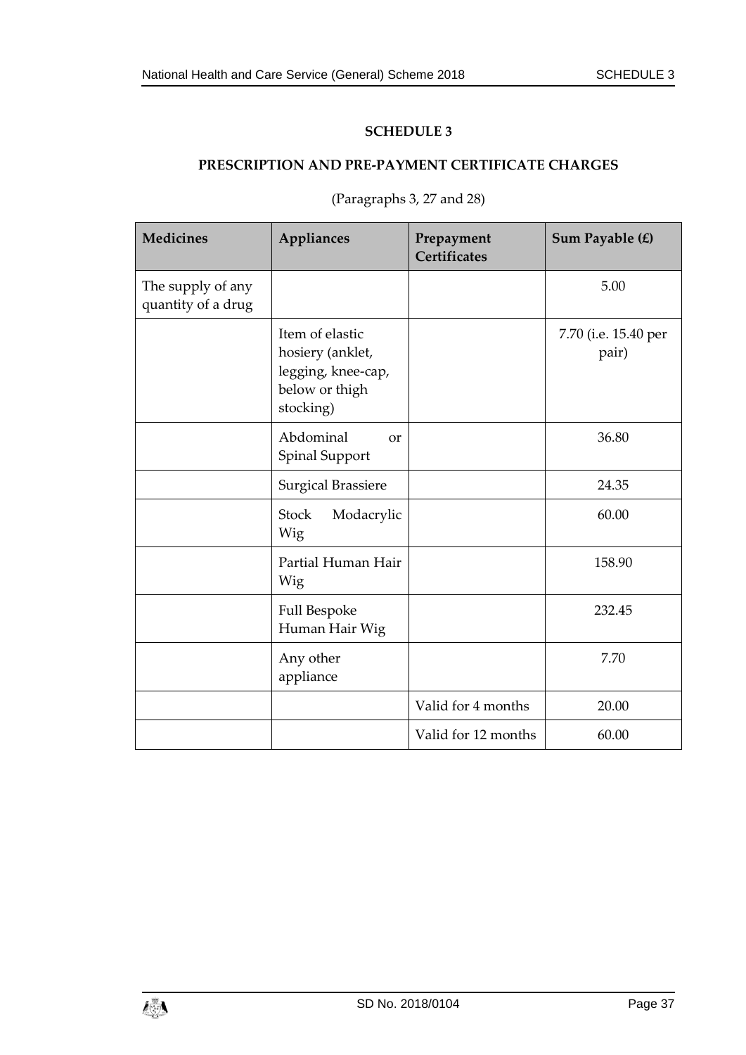## SCHEDULE 3

## PRESCRIPTION AND PRE-PAYMENT CERTIFICATE CHARGES

(Paragraphs 3, 27 and 28)

| Medicines | Appliances | Prepayment Certificates | Sum Payable (£) |
|---|---|---|---|
| The supply of any quantity of a drug | | | 5.00 |
| | Item of elastic hosiery (anklet, legging, knee-cap, below or thigh stocking) | | 7.70 (i.e. 15.40 per pair) |
| | Abdominal or Spinal Support | | 36.80 |
| | Surgical Brassiere | | 24.35 |
| | Stock Modacrylic Wig | | 60.00 |
| | Partial Human Hair Wig | | 158.90 |
| | Full Bespoke Human Hair Wig | | 232.45 |
| | Any other appliance | | 7.70 |
| | | Valid for 4 months | 20.00 |
| | | Valid for 12 months | 60.00 |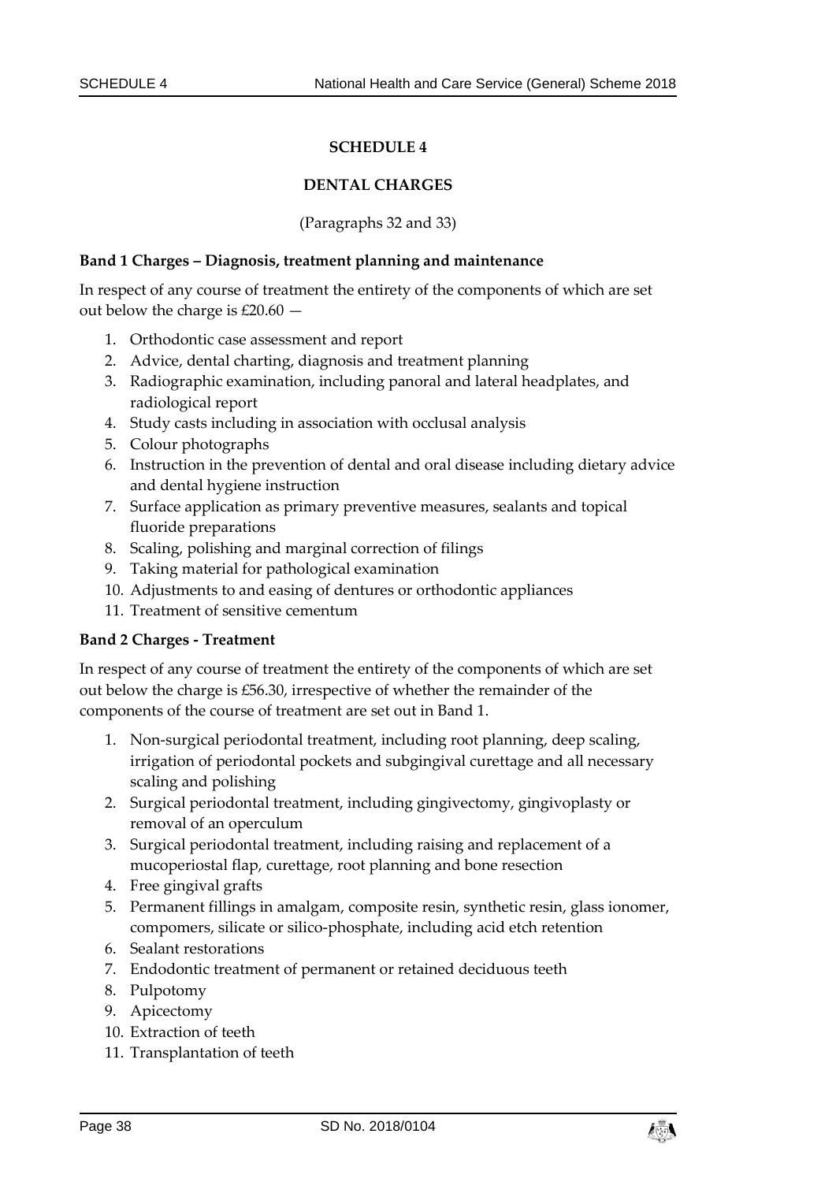# SCHEDULE 4

## DENTAL CHARGES

(Paragraphs 32 and 33)

**Band 1 Charges – Diagnosis, treatment planning and maintenance**

In respect of any course of treatment the entirety of the components of which are set out below the charge is £20.60 —

1. Orthodontic case assessment and report
2. Advice, dental charting, diagnosis and treatment planning
3. Radiographic examination, including panoral and lateral headplates, and radiological report
4. Study casts including in association with occlusal analysis
5. Colour photographs
6. Instruction in the prevention of dental and oral disease including dietary advice and dental hygiene instruction
7. Surface application as primary preventive measures, sealants and topical fluoride preparations
8. Scaling, polishing and marginal correction of filings
9. Taking material for pathological examination
10. Adjustments to and easing of dentures or orthodontic appliances
11. Treatment of sensitive cementum

**Band 2 Charges - Treatment**

In respect of any course of treatment the entirety of the components of which are set out below the charge is £56.30, irrespective of whether the remainder of the components of the course of treatment are set out in Band 1.

1. Non-surgical periodontal treatment, including root planning, deep scaling, irrigation of periodontal pockets and subgingival curettage and all necessary scaling and polishing
2. Surgical periodontal treatment, including gingivectomy, gingivoplasty or removal of an operculum
3. Surgical periodontal treatment, including raising and replacement of a mucoperiostal flap, curettage, root planning and bone resection
4. Free gingival grafts
5. Permanent fillings in amalgam, composite resin, synthetic resin, glass ionomer, compomers, silicate or silico-phosphate, including acid etch retention
6. Sealant restorations
7. Endodontic treatment of permanent or retained deciduous teeth
8. Pulpotomy
9. Apicectomy
10. Extraction of teeth
11. Transplantation of teeth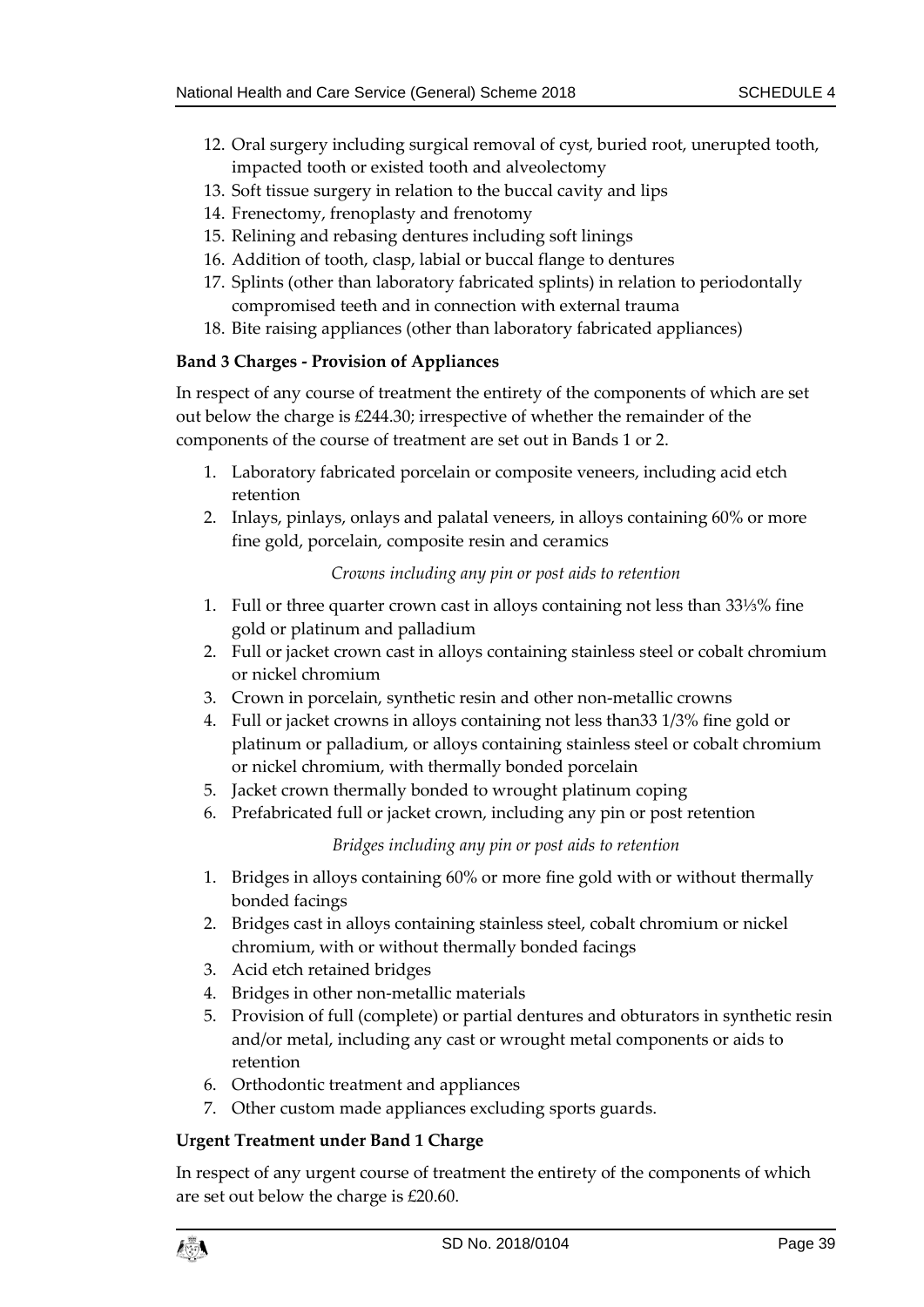12. Oral surgery including surgical removal of cyst, buried root, unerupted tooth, impacted tooth or existed tooth and alveolectomy
13. Soft tissue surgery in relation to the buccal cavity and lips
14. Frenectomy, frenoplasty and frenotomy
15. Relining and rebasing dentures including soft linings
16. Addition of tooth, clasp, labial or buccal flange to dentures
17. Splints (other than laboratory fabricated splints) in relation to periodontally compromised teeth and in connection with external trauma
18. Bite raising appliances (other than laboratory fabricated appliances)

**Band 3 Charges - Provision of Appliances**

In respect of any course of treatment the entirety of the components of which are set out below the charge is £244.30; irrespective of whether the remainder of the components of the course of treatment are set out in Bands 1 or 2.

1. Laboratory fabricated porcelain or composite veneers, including acid etch retention
2. Inlays, pinlays, onlays and palatal veneers, in alloys containing 60% or more fine gold, porcelain, composite resin and ceramics

*Crowns including any pin or post aids to retention*

1. Full or three quarter crown cast in alloys containing not less than 33⅓% fine gold or platinum and palladium
2. Full or jacket crown cast in alloys containing stainless steel or cobalt chromium or nickel chromium
3. Crown in porcelain, synthetic resin and other non-metallic crowns
4. Full or jacket crowns in alloys containing not less than33 1/3% fine gold or platinum or palladium, or alloys containing stainless steel or cobalt chromium or nickel chromium, with thermally bonded porcelain
5. Jacket crown thermally bonded to wrought platinum coping
6. Prefabricated full or jacket crown, including any pin or post retention

*Bridges including any pin or post aids to retention*

1. Bridges in alloys containing 60% or more fine gold with or without thermally bonded facings
2. Bridges cast in alloys containing stainless steel, cobalt chromium or nickel chromium, with or without thermally bonded facings
3. Acid etch retained bridges
4. Bridges in other non-metallic materials
5. Provision of full (complete) or partial dentures and obturators in synthetic resin and/or metal, including any cast or wrought metal components or aids to retention
6. Orthodontic treatment and appliances
7. Other custom made appliances excluding sports guards.

**Urgent Treatment under Band 1 Charge**

In respect of any urgent course of treatment the entirety of the components of which are set out below the charge is £20.60.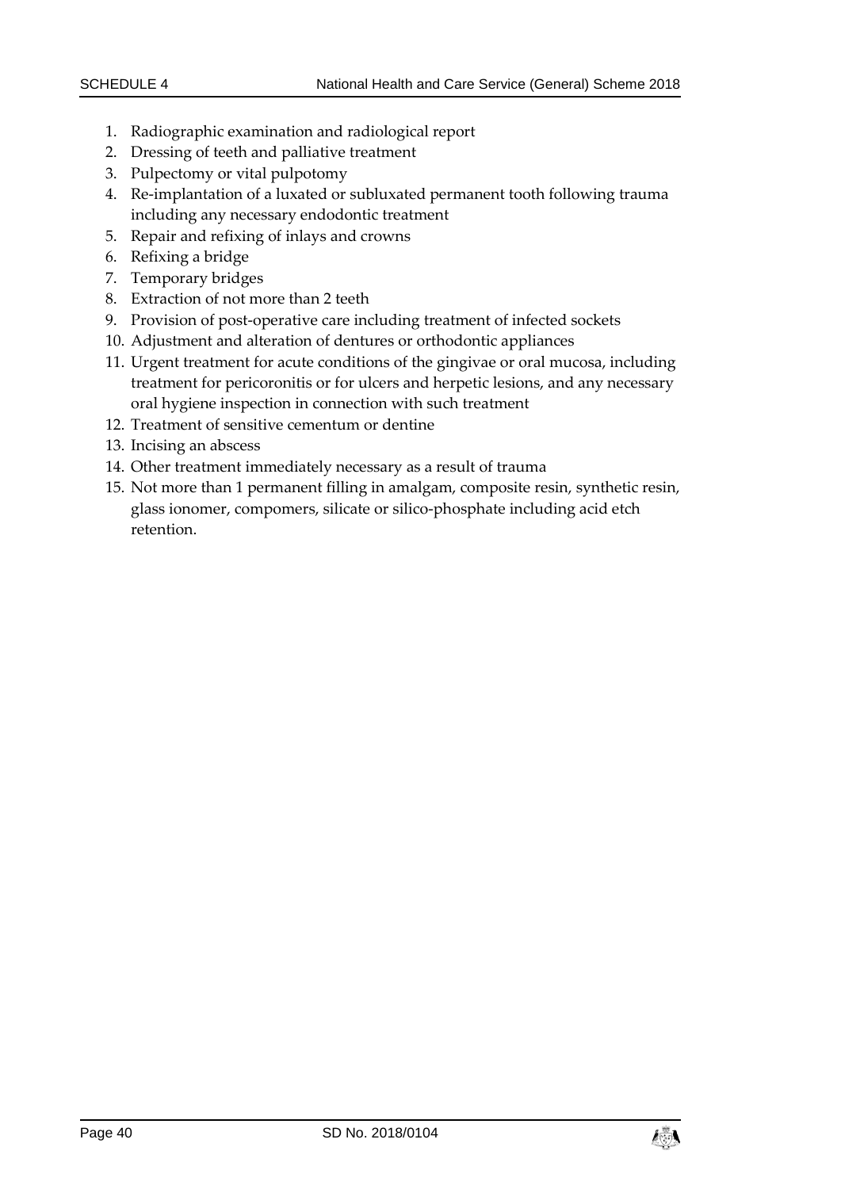1. Radiographic examination and radiological report
2. Dressing of teeth and palliative treatment
3. Pulpectomy or vital pulpotomy
4. Re-implantation of a luxated or subluxated permanent tooth following trauma including any necessary endodontic treatment
5. Repair and refixing of inlays and crowns
6. Refixing a bridge
7. Temporary bridges
8. Extraction of not more than 2 teeth
9. Provision of post-operative care including treatment of infected sockets
10. Adjustment and alteration of dentures or orthodontic appliances
11. Urgent treatment for acute conditions of the gingivae or oral mucosa, including treatment for pericoronitis or for ulcers and herpetic lesions, and any necessary oral hygiene inspection in connection with such treatment
12. Treatment of sensitive cementum or dentine
13. Incising an abscess
14. Other treatment immediately necessary as a result of trauma
15. Not more than 1 permanent filling in amalgam, composite resin, synthetic resin, glass ionomer, compomers, silicate or silico-phosphate including acid etch retention.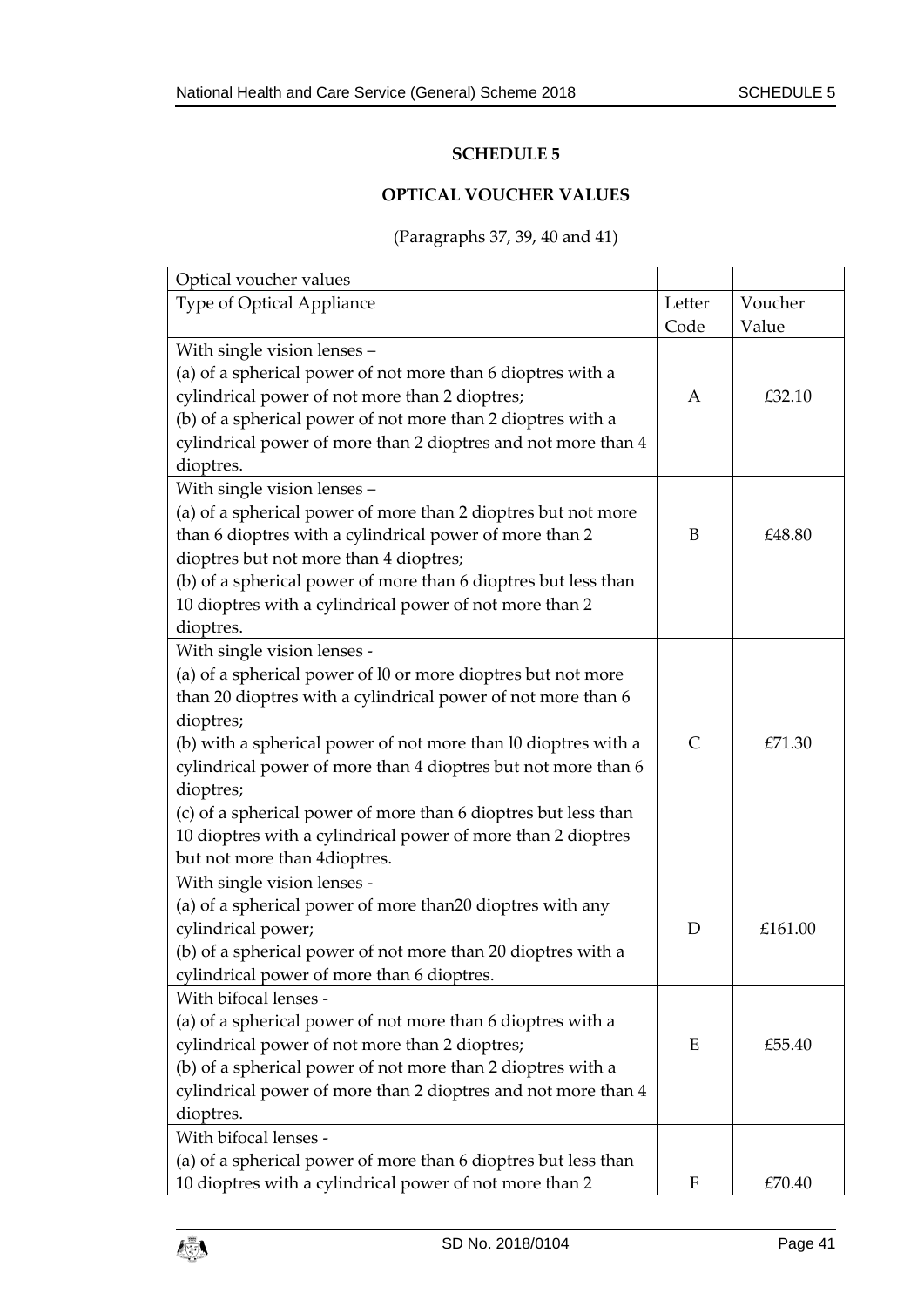# SCHEDULE 5

## OPTICAL VOUCHER VALUES

(Paragraphs 37, 39, 40 and 41)

| Optical voucher values | | |
|---|---|---|
| Type of Optical Appliance | Letter Code | Voucher Value |
| With single vision lenses – (a) of a spherical power of not more than 6 dioptres with a cylindrical power of not more than 2 dioptres; (b) of a spherical power of not more than 2 dioptres with a cylindrical power of more than 2 dioptres and not more than 4 dioptres. | A | £32.10 |
| With single vision lenses – (a) of a spherical power of more than 2 dioptres but not more than 6 dioptres with a cylindrical power of more than 2 dioptres but not more than 4 dioptres; (b) of a spherical power of more than 6 dioptres but less than 10 dioptres with a cylindrical power of not more than 2 dioptres. | B | £48.80 |
| With single vision lenses - (a) of a spherical power of l0 or more dioptres but not more than 20 dioptres with a cylindrical power of not more than 6 dioptres; (b) with a spherical power of not more than l0 dioptres with a cylindrical power of more than 4 dioptres but not more than 6 dioptres; (c) of a spherical power of more than 6 dioptres but less than 10 dioptres with a cylindrical power of more than 2 dioptres but not more than 4dioptres. | C | £71.30 |
| With single vision lenses - (a) of a spherical power of more than20 dioptres with any cylindrical power; (b) of a spherical power of not more than 20 dioptres with a cylindrical power of more than 6 dioptres. | D | £161.00 |
| With bifocal lenses - (a) of a spherical power of not more than 6 dioptres with a cylindrical power of not more than 2 dioptres; (b) of a spherical power of not more than 2 dioptres with a cylindrical power of more than 2 dioptres and not more than 4 dioptres. | E | £55.40 |
| With bifocal lenses - (a) of a spherical power of more than 6 dioptres but less than 10 dioptres with a cylindrical power of not more than 2 | F | £70.40 |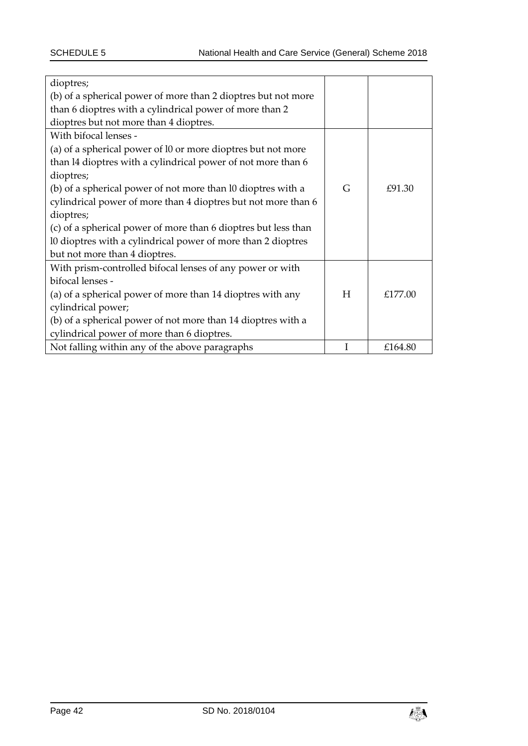| | | |
|---|---|---|
| dioptres;<br>(b) of a spherical power of more than 2 dioptres but not more than 6 dioptres with a cylindrical power of more than 2 dioptres but not more than 4 dioptres. | | |
| With bifocal lenses -<br>(a) of a spherical power of l0 or more dioptres but not more than l4 dioptres with a cylindrical power of not more than 6 dioptres;<br>(b) of a spherical power of not more than l0 dioptres with a cylindrical power of more than 4 dioptres but not more than 6 dioptres;<br>(c) of a spherical power of more than 6 dioptres but less than l0 dioptres with a cylindrical power of more than 2 dioptres but not more than 4 dioptres. | G | £91.30 |
| With prism-controlled bifocal lenses of any power or with bifocal lenses -<br>(a) of a spherical power of more than 14 dioptres with any cylindrical power;<br>(b) of a spherical power of not more than 14 dioptres with a cylindrical power of more than 6 dioptres. | H | £177.00 |
| Not falling within any of the above paragraphs | I | £164.80 |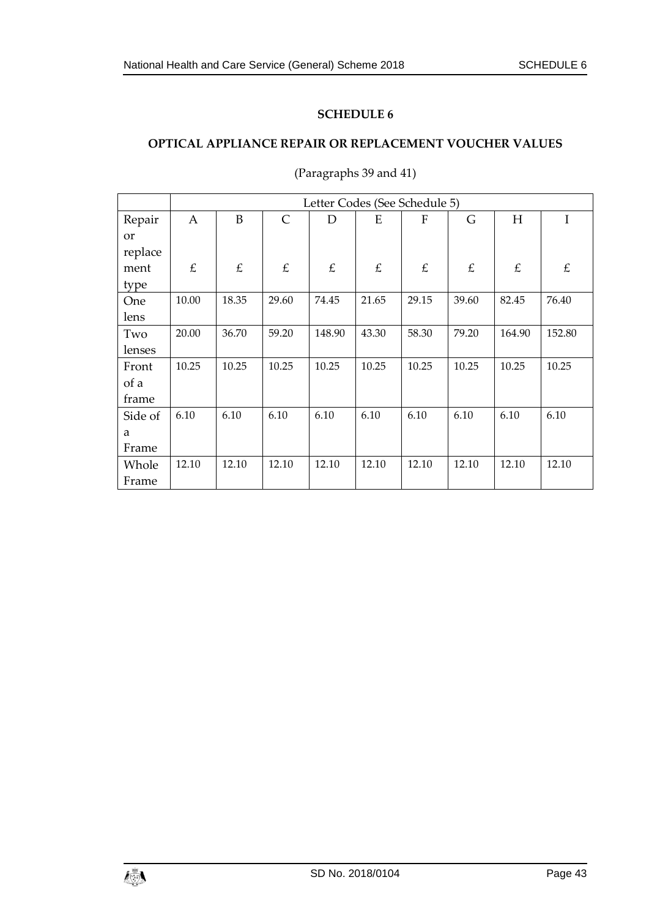# SCHEDULE 6

## OPTICAL APPLIANCE REPAIR OR REPLACEMENT VOUCHER VALUES

(Paragraphs 39 and 41)

| | Letter Codes (See Schedule 5) | | | | | | | | |
|---|---|---|---|---|---|---|---|---|---|
| Repair or replacement type | A<br>£ | B<br>£ | C<br>£ | D<br>£ | E<br>£ | F<br>£ | G<br>£ | H<br>£ | I<br>£ |
| One lens | 10.00 | 18.35 | 29.60 | 74.45 | 21.65 | 29.15 | 39.60 | 82.45 | 76.40 |
| Two lenses | 20.00 | 36.70 | 59.20 | 148.90 | 43.30 | 58.30 | 79.20 | 164.90 | 152.80 |
| Front of a frame | 10.25 | 10.25 | 10.25 | 10.25 | 10.25 | 10.25 | 10.25 | 10.25 | 10.25 |
| Side of a Frame | 6.10 | 6.10 | 6.10 | 6.10 | 6.10 | 6.10 | 6.10 | 6.10 | 6.10 |
| Whole Frame | 12.10 | 12.10 | 12.10 | 12.10 | 12.10 | 12.10 | 12.10 | 12.10 | 12.10 |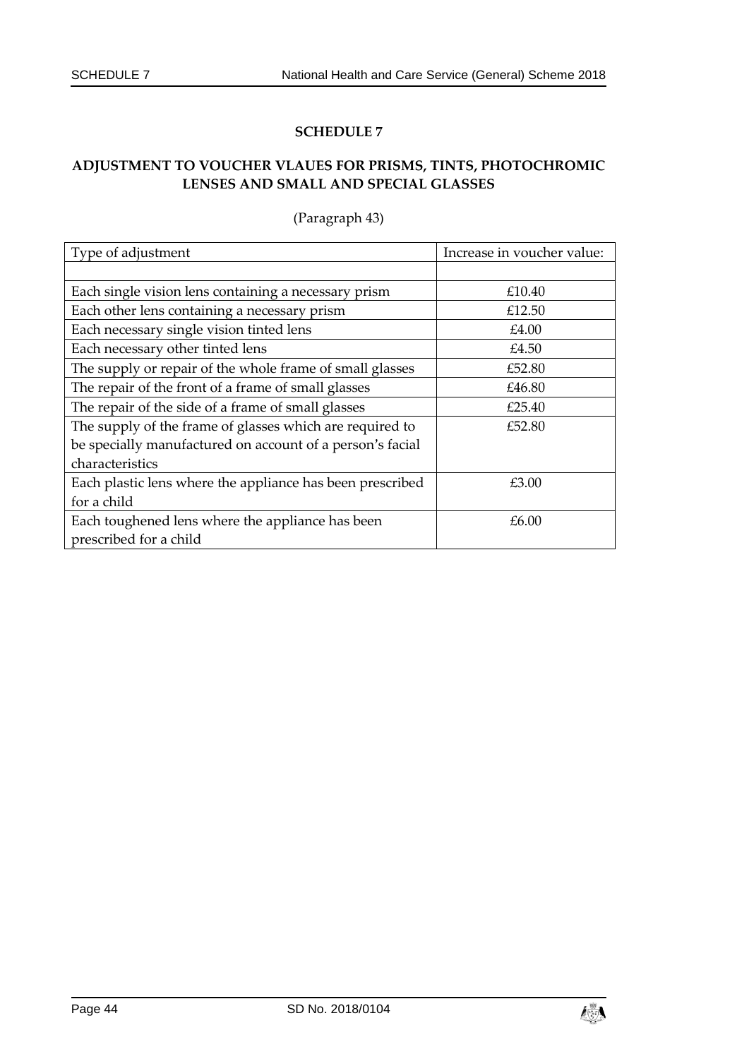## SCHEDULE 7

### ADJUSTMENT TO VOUCHER VLAUES FOR PRISMS, TINTS, PHOTOCHROMIC LENSES AND SMALL AND SPECIAL GLASSES

(Paragraph 43)

| Type of adjustment | Increase in voucher value: |
|---|---|
| | |
| Each single vision lens containing a necessary prism | £10.40 |
| Each other lens containing a necessary prism | £12.50 |
| Each necessary single vision tinted lens | £4.00 |
| Each necessary other tinted lens | £4.50 |
| The supply or repair of the whole frame of small glasses | £52.80 |
| The repair of the front of a frame of small glasses | £46.80 |
| The repair of the side of a frame of small glasses | £25.40 |
| The supply of the frame of glasses which are required to be specially manufactured on account of a person's facial characteristics | £52.80 |
| Each plastic lens where the appliance has been prescribed for a child | £3.00 |
| Each toughened lens where the appliance has been prescribed for a child | £6.00 |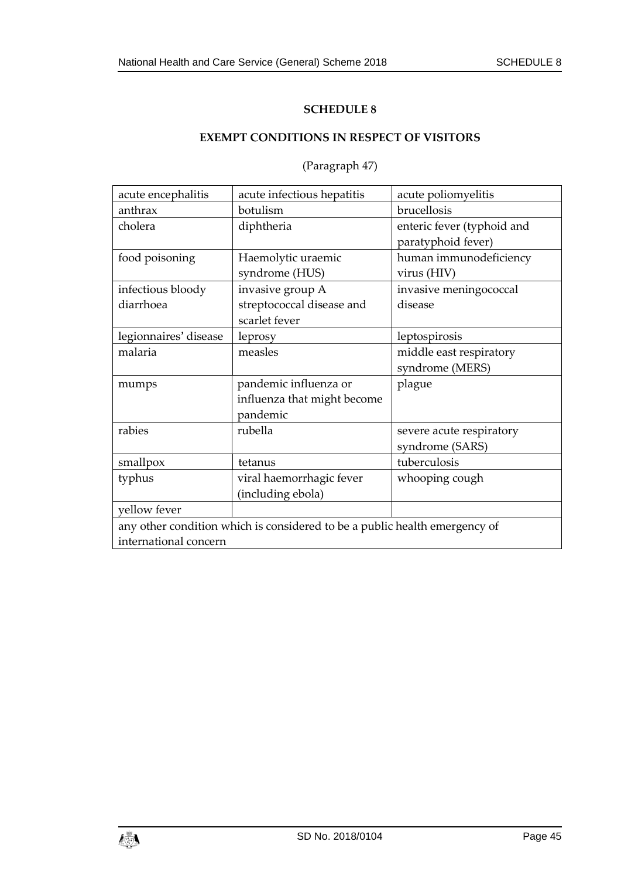# SCHEDULE 8

## EXEMPT CONDITIONS IN RESPECT OF VISITORS

(Paragraph 47)

| | | |
|---|---|---|
| acute encephalitis | acute infectious hepatitis | acute poliomyelitis |
| anthrax | botulism | brucellosis |
| cholera | diphtheria | enteric fever (typhoid and paratyphoid fever) |
| food poisoning | Haemolytic uraemic syndrome (HUS) | human immunodeficiency virus (HIV) |
| infectious bloody diarrhoea | invasive group A streptococcal disease and scarlet fever | invasive meningococcal disease |
| legionnaires' disease | leprosy | leptospirosis |
| malaria | measles | middle east respiratory syndrome (MERS) |
| mumps | pandemic influenza or influenza that might become pandemic | plague |
| rabies | rubella | severe acute respiratory syndrome (SARS) |
| smallpox | tetanus | tuberculosis |
| typhus | viral haemorrhagic fever (including ebola) | whooping cough |
| yellow fever | | |
| any other condition which is considered to be a public health emergency of international concern | | |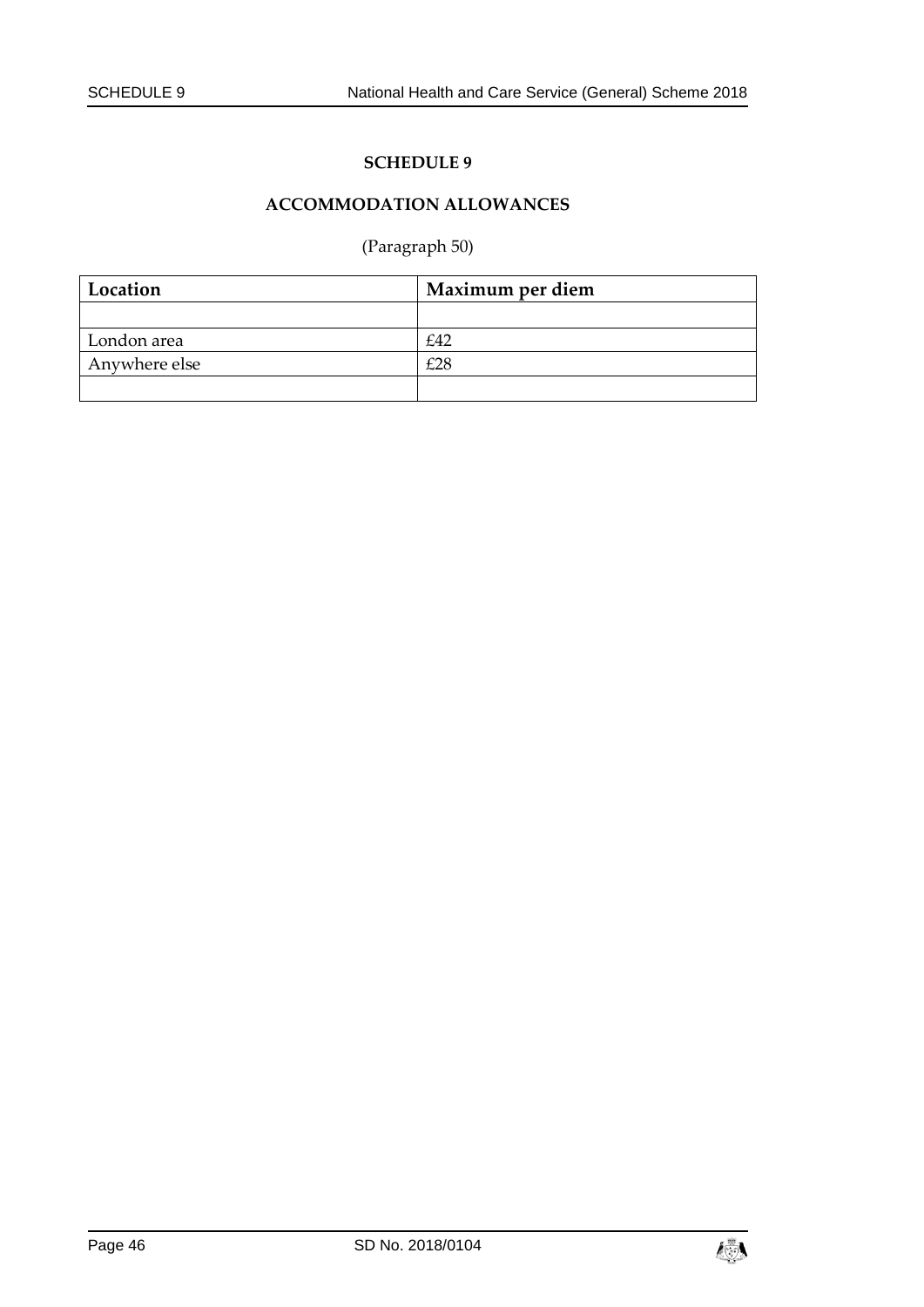# SCHEDULE 9

## ACCOMMODATION ALLOWANCES

(Paragraph 50)

| Location | Maximum per diem |
|---|---|
| | |
| London area | £42 |
| Anywhere else | £28 |
| | |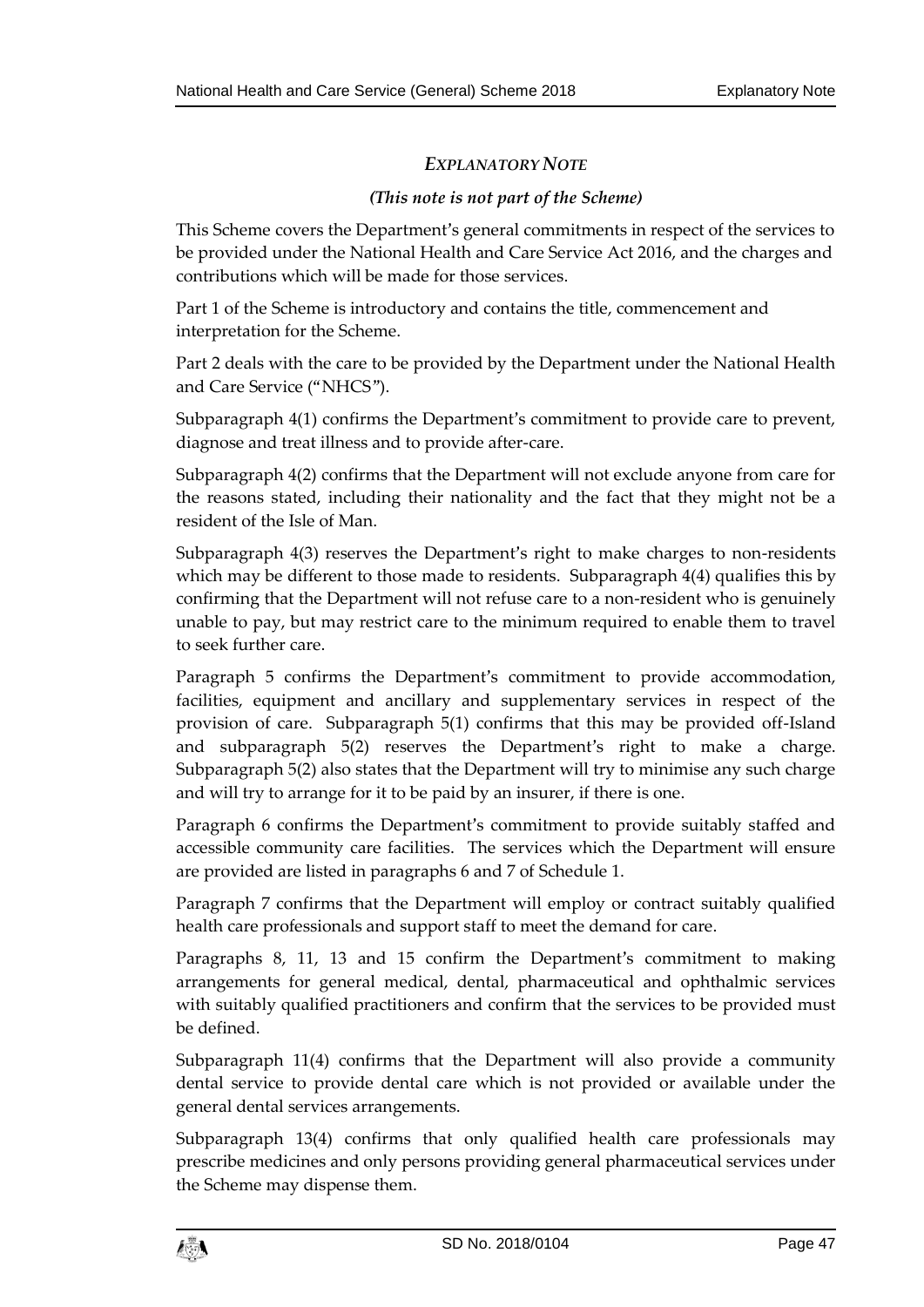## *EXPLANATORY NOTE*

*(This note is not part of the Scheme)*

This Scheme covers the Department's general commitments in respect of the services to be provided under the National Health and Care Service Act 2016, and the charges and contributions which will be made for those services.

Part 1 of the Scheme is introductory and contains the title, commencement and interpretation for the Scheme.

Part 2 deals with the care to be provided by the Department under the National Health and Care Service ("NHCS").

Subparagraph 4(1) confirms the Department's commitment to provide care to prevent, diagnose and treat illness and to provide after-care.

Subparagraph 4(2) confirms that the Department will not exclude anyone from care for the reasons stated, including their nationality and the fact that they might not be a resident of the Isle of Man.

Subparagraph 4(3) reserves the Department's right to make charges to non-residents which may be different to those made to residents. Subparagraph 4(4) qualifies this by confirming that the Department will not refuse care to a non-resident who is genuinely unable to pay, but may restrict care to the minimum required to enable them to travel to seek further care.

Paragraph 5 confirms the Department's commitment to provide accommodation, facilities, equipment and ancillary and supplementary services in respect of the provision of care. Subparagraph 5(1) confirms that this may be provided off-Island and subparagraph 5(2) reserves the Department's right to make a charge. Subparagraph 5(2) also states that the Department will try to minimise any such charge and will try to arrange for it to be paid by an insurer, if there is one.

Paragraph 6 confirms the Department's commitment to provide suitably staffed and accessible community care facilities. The services which the Department will ensure are provided are listed in paragraphs 6 and 7 of Schedule 1.

Paragraph 7 confirms that the Department will employ or contract suitably qualified health care professionals and support staff to meet the demand for care.

Paragraphs 8, 11, 13 and 15 confirm the Department's commitment to making arrangements for general medical, dental, pharmaceutical and ophthalmic services with suitably qualified practitioners and confirm that the services to be provided must be defined.

Subparagraph 11(4) confirms that the Department will also provide a community dental service to provide dental care which is not provided or available under the general dental services arrangements.

Subparagraph 13(4) confirms that only qualified health care professionals may prescribe medicines and only persons providing general pharmaceutical services under the Scheme may dispense them.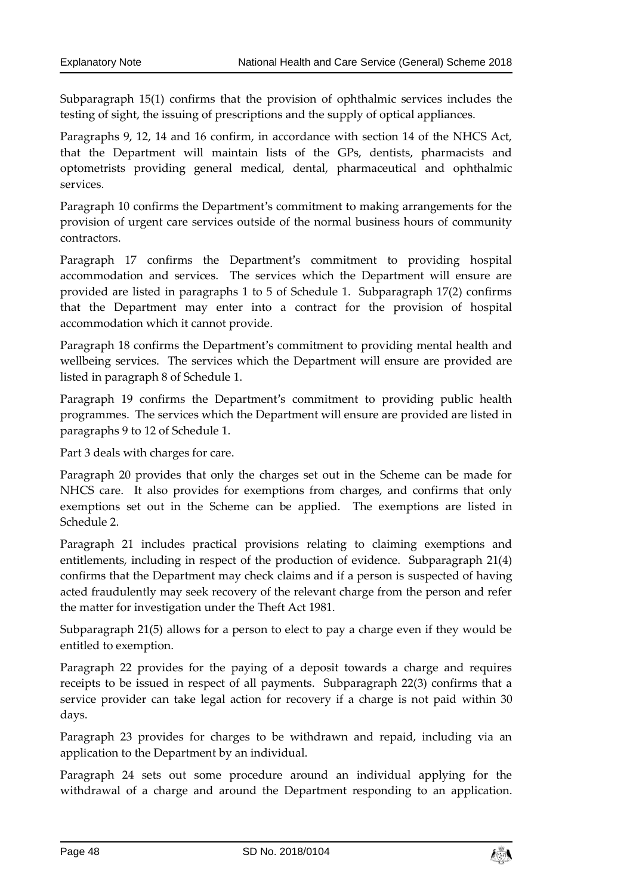Subparagraph 15(1) confirms that the provision of ophthalmic services includes the testing of sight, the issuing of prescriptions and the supply of optical appliances.

Paragraphs 9, 12, 14 and 16 confirm, in accordance with section 14 of the NHCS Act, that the Department will maintain lists of the GPs, dentists, pharmacists and optometrists providing general medical, dental, pharmaceutical and ophthalmic services.

Paragraph 10 confirms the Department's commitment to making arrangements for the provision of urgent care services outside of the normal business hours of community contractors.

Paragraph 17 confirms the Department's commitment to providing hospital accommodation and services. The services which the Department will ensure are provided are listed in paragraphs 1 to 5 of Schedule 1. Subparagraph 17(2) confirms that the Department may enter into a contract for the provision of hospital accommodation which it cannot provide.

Paragraph 18 confirms the Department's commitment to providing mental health and wellbeing services. The services which the Department will ensure are provided are listed in paragraph 8 of Schedule 1.

Paragraph 19 confirms the Department's commitment to providing public health programmes. The services which the Department will ensure are provided are listed in paragraphs 9 to 12 of Schedule 1.

Part 3 deals with charges for care.

Paragraph 20 provides that only the charges set out in the Scheme can be made for NHCS care. It also provides for exemptions from charges, and confirms that only exemptions set out in the Scheme can be applied. The exemptions are listed in Schedule 2.

Paragraph 21 includes practical provisions relating to claiming exemptions and entitlements, including in respect of the production of evidence. Subparagraph 21(4) confirms that the Department may check claims and if a person is suspected of having acted fraudulently may seek recovery of the relevant charge from the person and refer the matter for investigation under the Theft Act 1981.

Subparagraph 21(5) allows for a person to elect to pay a charge even if they would be entitled to exemption.

Paragraph 22 provides for the paying of a deposit towards a charge and requires receipts to be issued in respect of all payments. Subparagraph 22(3) confirms that a service provider can take legal action for recovery if a charge is not paid within 30 days.

Paragraph 23 provides for charges to be withdrawn and repaid, including via an application to the Department by an individual.

Paragraph 24 sets out some procedure around an individual applying for the withdrawal of a charge and around the Department responding to an application.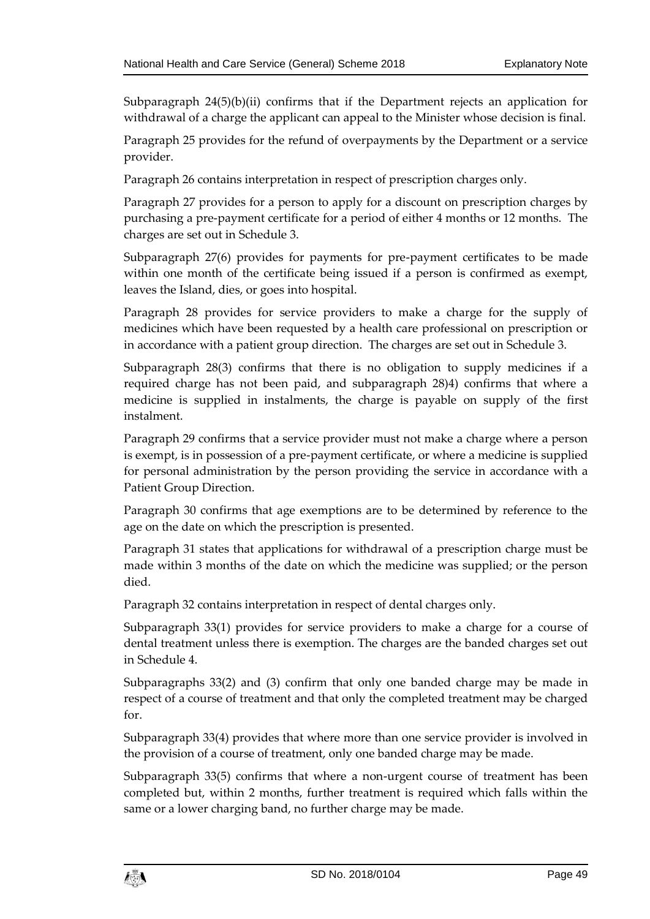Subparagraph 24(5)(b)(ii) confirms that if the Department rejects an application for withdrawal of a charge the applicant can appeal to the Minister whose decision is final.

Paragraph 25 provides for the refund of overpayments by the Department or a service provider.

Paragraph 26 contains interpretation in respect of prescription charges only.

Paragraph 27 provides for a person to apply for a discount on prescription charges by purchasing a pre-payment certificate for a period of either 4 months or 12 months. The charges are set out in Schedule 3.

Subparagraph 27(6) provides for payments for pre-payment certificates to be made within one month of the certificate being issued if a person is confirmed as exempt, leaves the Island, dies, or goes into hospital.

Paragraph 28 provides for service providers to make a charge for the supply of medicines which have been requested by a health care professional on prescription or in accordance with a patient group direction. The charges are set out in Schedule 3.

Subparagraph 28(3) confirms that there is no obligation to supply medicines if a required charge has not been paid, and subparagraph 28)4) confirms that where a medicine is supplied in instalments, the charge is payable on supply of the first instalment.

Paragraph 29 confirms that a service provider must not make a charge where a person is exempt, is in possession of a pre-payment certificate, or where a medicine is supplied for personal administration by the person providing the service in accordance with a Patient Group Direction.

Paragraph 30 confirms that age exemptions are to be determined by reference to the age on the date on which the prescription is presented.

Paragraph 31 states that applications for withdrawal of a prescription charge must be made within 3 months of the date on which the medicine was supplied; or the person died.

Paragraph 32 contains interpretation in respect of dental charges only.

Subparagraph 33(1) provides for service providers to make a charge for a course of dental treatment unless there is exemption. The charges are the banded charges set out in Schedule 4.

Subparagraphs 33(2) and (3) confirm that only one banded charge may be made in respect of a course of treatment and that only the completed treatment may be charged for.

Subparagraph 33(4) provides that where more than one service provider is involved in the provision of a course of treatment, only one banded charge may be made.

Subparagraph 33(5) confirms that where a non-urgent course of treatment has been completed but, within 2 months, further treatment is required which falls within the same or a lower charging band, no further charge may be made.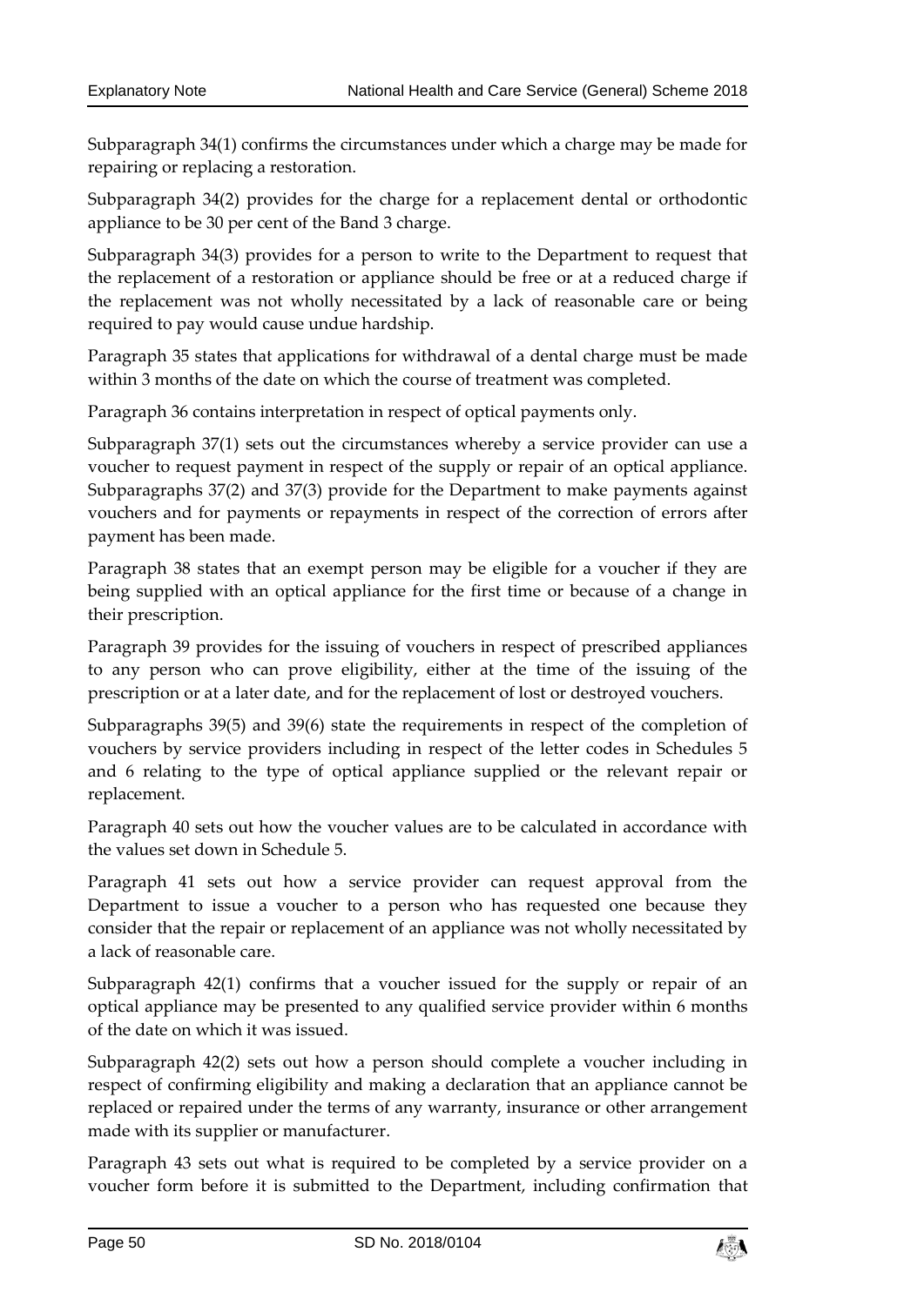Subparagraph 34(1) confirms the circumstances under which a charge may be made for repairing or replacing a restoration.

Subparagraph 34(2) provides for the charge for a replacement dental or orthodontic appliance to be 30 per cent of the Band 3 charge.

Subparagraph 34(3) provides for a person to write to the Department to request that the replacement of a restoration or appliance should be free or at a reduced charge if the replacement was not wholly necessitated by a lack of reasonable care or being required to pay would cause undue hardship.

Paragraph 35 states that applications for withdrawal of a dental charge must be made within 3 months of the date on which the course of treatment was completed.

Paragraph 36 contains interpretation in respect of optical payments only.

Subparagraph 37(1) sets out the circumstances whereby a service provider can use a voucher to request payment in respect of the supply or repair of an optical appliance. Subparagraphs 37(2) and 37(3) provide for the Department to make payments against vouchers and for payments or repayments in respect of the correction of errors after payment has been made.

Paragraph 38 states that an exempt person may be eligible for a voucher if they are being supplied with an optical appliance for the first time or because of a change in their prescription.

Paragraph 39 provides for the issuing of vouchers in respect of prescribed appliances to any person who can prove eligibility, either at the time of the issuing of the prescription or at a later date, and for the replacement of lost or destroyed vouchers.

Subparagraphs 39(5) and 39(6) state the requirements in respect of the completion of vouchers by service providers including in respect of the letter codes in Schedules 5 and 6 relating to the type of optical appliance supplied or the relevant repair or replacement.

Paragraph 40 sets out how the voucher values are to be calculated in accordance with the values set down in Schedule 5.

Paragraph 41 sets out how a service provider can request approval from the Department to issue a voucher to a person who has requested one because they consider that the repair or replacement of an appliance was not wholly necessitated by a lack of reasonable care.

Subparagraph 42(1) confirms that a voucher issued for the supply or repair of an optical appliance may be presented to any qualified service provider within 6 months of the date on which it was issued.

Subparagraph 42(2) sets out how a person should complete a voucher including in respect of confirming eligibility and making a declaration that an appliance cannot be replaced or repaired under the terms of any warranty, insurance or other arrangement made with its supplier or manufacturer.

Paragraph 43 sets out what is required to be completed by a service provider on a voucher form before it is submitted to the Department, including confirmation that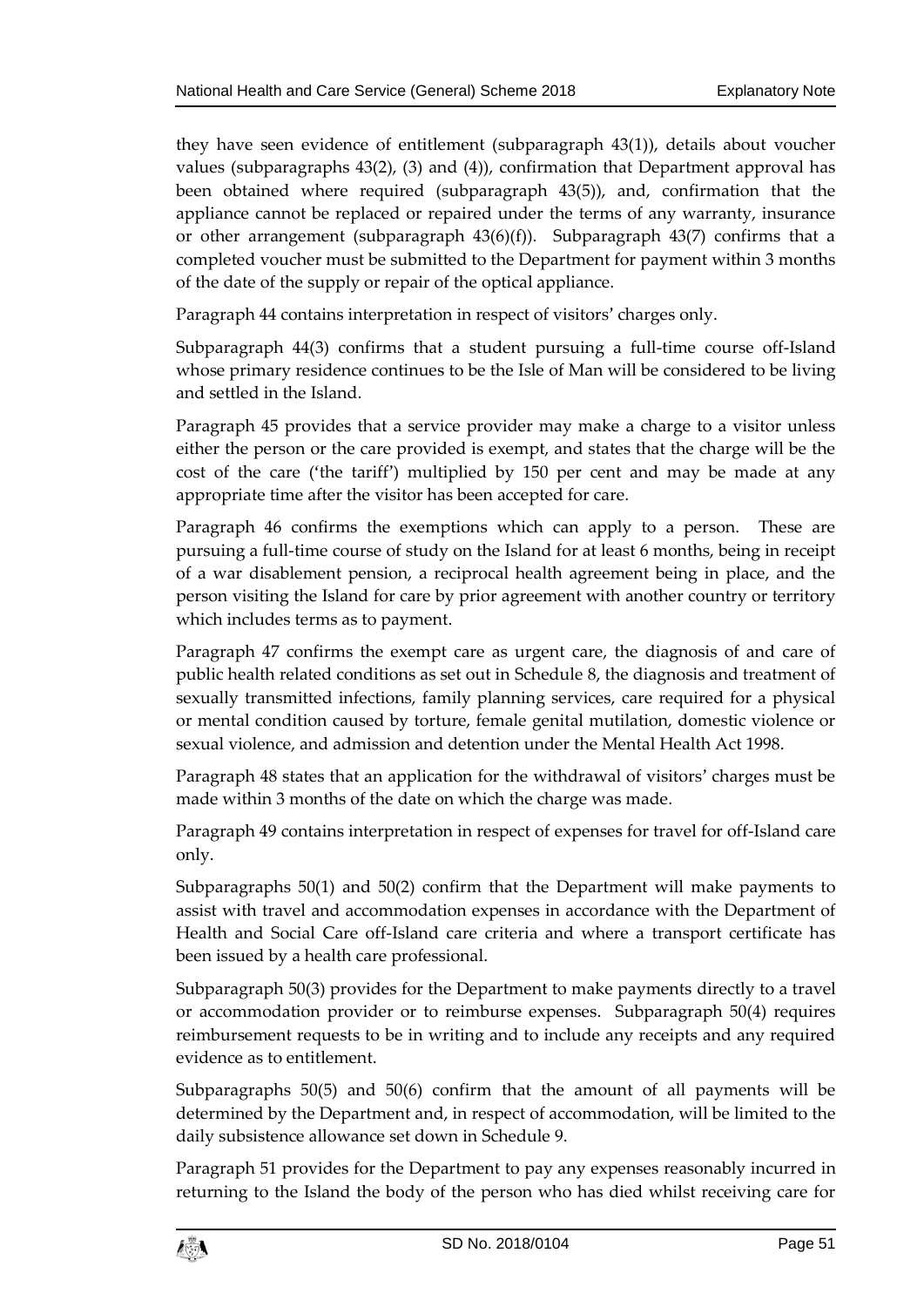they have seen evidence of entitlement (subparagraph 43(1)), details about voucher values (subparagraphs 43(2), (3) and (4)), confirmation that Department approval has been obtained where required (subparagraph 43(5)), and, confirmation that the appliance cannot be replaced or repaired under the terms of any warranty, insurance or other arrangement (subparagraph 43(6)(f)). Subparagraph 43(7) confirms that a completed voucher must be submitted to the Department for payment within 3 months of the date of the supply or repair of the optical appliance.

Paragraph 44 contains interpretation in respect of visitors' charges only.

Subparagraph 44(3) confirms that a student pursuing a full-time course off-Island whose primary residence continues to be the Isle of Man will be considered to be living and settled in the Island.

Paragraph 45 provides that a service provider may make a charge to a visitor unless either the person or the care provided is exempt, and states that the charge will be the cost of the care ('the tariff') multiplied by 150 per cent and may be made at any appropriate time after the visitor has been accepted for care.

Paragraph 46 confirms the exemptions which can apply to a person. These are pursuing a full-time course of study on the Island for at least 6 months, being in receipt of a war disablement pension, a reciprocal health agreement being in place, and the person visiting the Island for care by prior agreement with another country or territory which includes terms as to payment.

Paragraph 47 confirms the exempt care as urgent care, the diagnosis of and care of public health related conditions as set out in Schedule 8, the diagnosis and treatment of sexually transmitted infections, family planning services, care required for a physical or mental condition caused by torture, female genital mutilation, domestic violence or sexual violence, and admission and detention under the Mental Health Act 1998.

Paragraph 48 states that an application for the withdrawal of visitors' charges must be made within 3 months of the date on which the charge was made.

Paragraph 49 contains interpretation in respect of expenses for travel for off-Island care only.

Subparagraphs 50(1) and 50(2) confirm that the Department will make payments to assist with travel and accommodation expenses in accordance with the Department of Health and Social Care off-Island care criteria and where a transport certificate has been issued by a health care professional.

Subparagraph 50(3) provides for the Department to make payments directly to a travel or accommodation provider or to reimburse expenses. Subparagraph 50(4) requires reimbursement requests to be in writing and to include any receipts and any required evidence as to entitlement.

Subparagraphs 50(5) and 50(6) confirm that the amount of all payments will be determined by the Department and, in respect of accommodation, will be limited to the daily subsistence allowance set down in Schedule 9.

Paragraph 51 provides for the Department to pay any expenses reasonably incurred in returning to the Island the body of the person who has died whilst receiving care for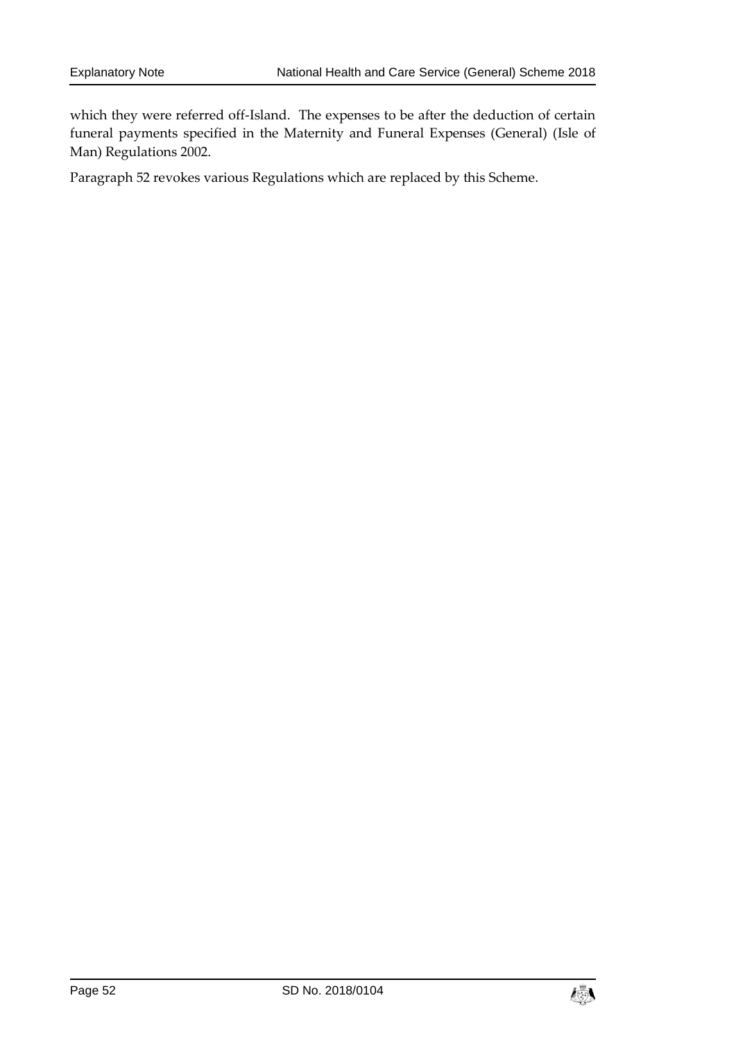which they were referred off-Island. The expenses to be after the deduction of certain funeral payments specified in the Maternity and Funeral Expenses (General) (Isle of Man) Regulations 2002.

Paragraph 52 revokes various Regulations which are replaced by this Scheme.